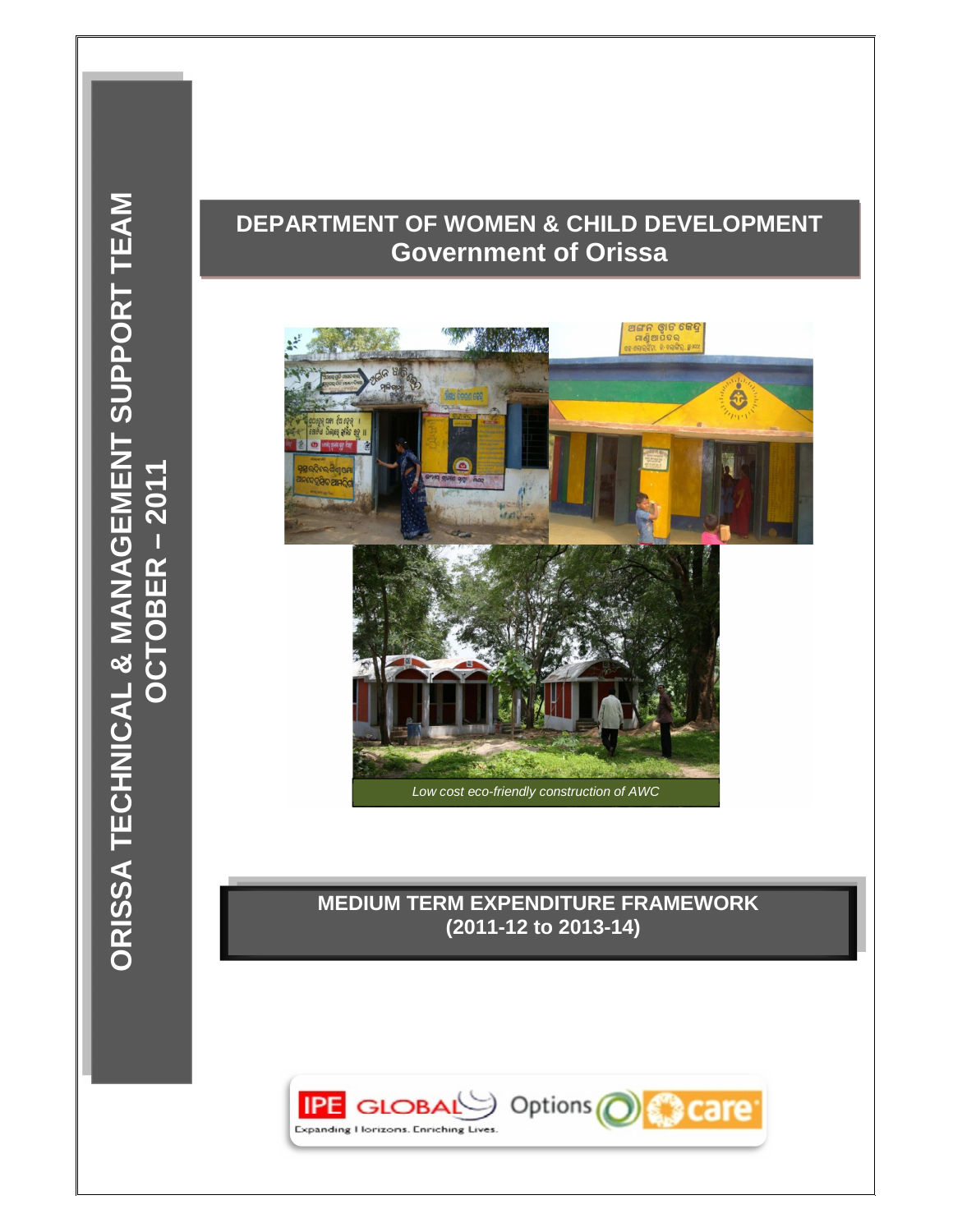ORISSA TECHNICAL & MANAGEMENT SUPPORT TEAM
OCTOBER – 2011

# DEPARTMENT OF WOMEN & CHILD DEVELOPMENT
## Government of Orissa

*Low cost eco-friendly construction of AWC*

# MEDIUM TERM EXPENDITURE FRAMEWORK
## (2011-12 to 2013-14)

IPE GLOBAL — Expanding Horizons. Enriching Lives. | Options | care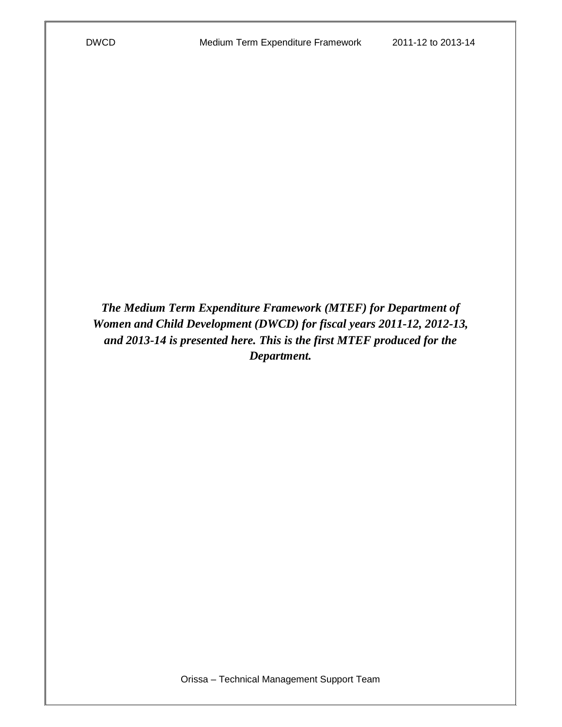***The Medium Term Expenditure Framework (MTEF) for Department of Women and Child Development (DWCD) for fiscal years 2011-12, 2012-13, and 2013-14 is presented here. This is the first MTEF produced for the Department.***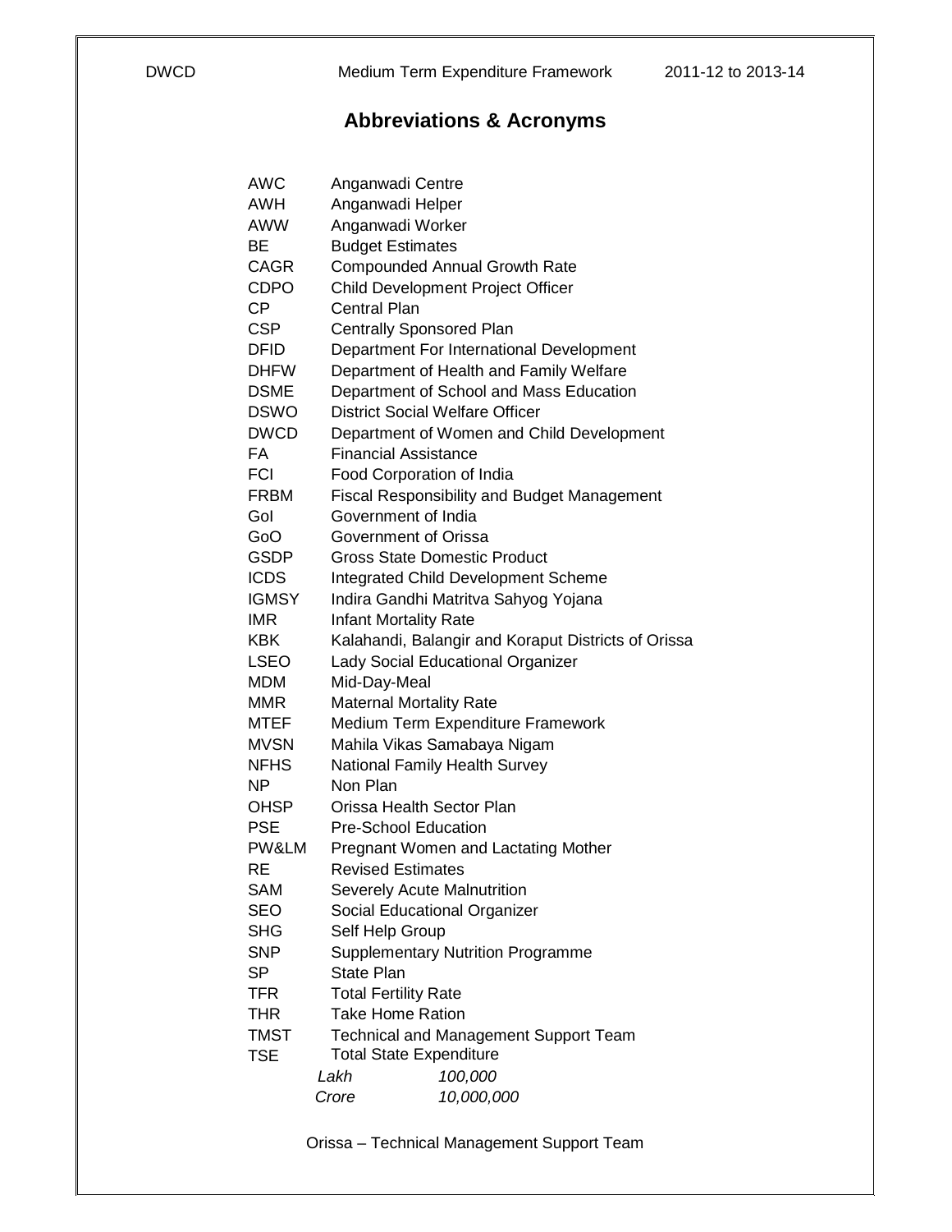# Abbreviations & Acronyms

| | |
|---|---|
| AWC | Anganwadi Centre |
| AWH | Anganwadi Helper |
| AWW | Anganwadi Worker |
| BE | Budget Estimates |
| CAGR | Compounded Annual Growth Rate |
| CDPO | Child Development Project Officer |
| CP | Central Plan |
| CSP | Centrally Sponsored Plan |
| DFID | Department For International Development |
| DHFW | Department of Health and Family Welfare |
| DSME | Department of School and Mass Education |
| DSWO | District Social Welfare Officer |
| DWCD | Department of Women and Child Development |
| FA | Financial Assistance |
| FCI | Food Corporation of India |
| FRBM | Fiscal Responsibility and Budget Management |
| GoI | Government of India |
| GoO | Government of Orissa |
| GSDP | Gross State Domestic Product |
| ICDS | Integrated Child Development Scheme |
| IGMSY | Indira Gandhi Matritva Sahyog Yojana |
| IMR | Infant Mortality Rate |
| KBK | Kalahandi, Balangir and Koraput Districts of Orissa |
| LSEO | Lady Social Educational Organizer |
| MDM | Mid-Day-Meal |
| MMR | Maternal Mortality Rate |
| MTEF | Medium Term Expenditure Framework |
| MVSN | Mahila Vikas Samabaya Nigam |
| NFHS | National Family Health Survey |
| NP | Non Plan |
| OHSP | Orissa Health Sector Plan |
| PSE | Pre-School Education |
| PW&LM | Pregnant Women and Lactating Mother |
| RE | Revised Estimates |
| SAM | Severely Acute Malnutrition |
| SEO | Social Educational Organizer |
| SHG | Self Help Group |
| SNP | Supplementary Nutrition Programme |
| SP | State Plan |
| TFR | Total Fertility Rate |
| THR | Take Home Ration |
| TMST | Technical and Management Support Team |
| TSE | Total State Expenditure |
| *Lakh* | *100,000* |
| *Crore* | *10,000,000* |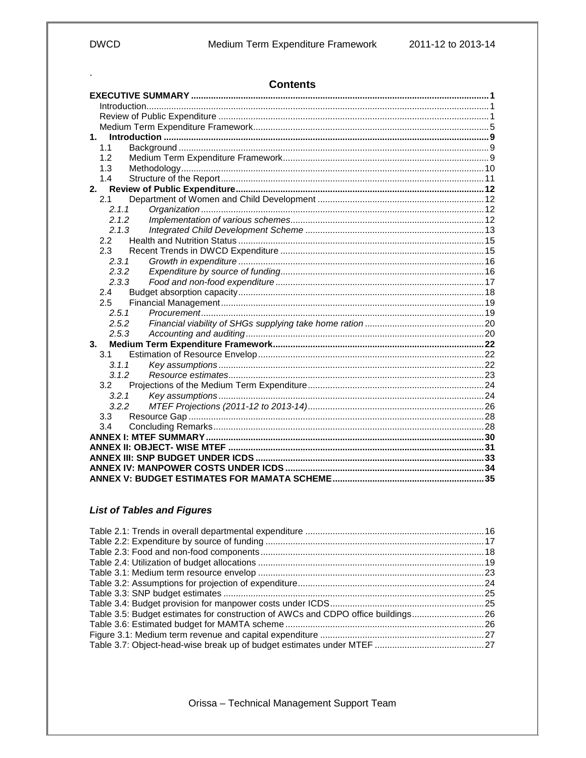.

# Contents

**EXECUTIVE SUMMARY** .......... **1**

Introduction .......... 1

Review of Public Expenditure .......... 1

Medium Term Expenditure Framework .......... 5

**1. Introduction** .......... **9**

1.1 Background .......... 9

1.2 Medium Term Expenditure Framework .......... 9

1.3 Methodology .......... 10

1.4 Structure of the Report .......... 11

**2. Review of Public Expenditure** .......... **12**

2.1 Department of Women and Child Development .......... 12

*2.1.1 Organization* .......... 12

*2.1.2 Implementation of various schemes* .......... 12

*2.1.3 Integrated Child Development Scheme* .......... 13

2.2 Health and Nutrition Status .......... 15

2.3 Recent Trends in DWCD Expenditure .......... 15

*2.3.1 Growth in expenditure* .......... 16

*2.3.2 Expenditure by source of funding* .......... 16

*2.3.3 Food and non-food expenditure* .......... 17

2.4 Budget absorption capacity .......... 18

2.5 Financial Management .......... 19

*2.5.1 Procurement* .......... 19

*2.5.2 Financial viability of SHGs supplying take home ration* .......... 20

*2.5.3 Accounting and auditing* .......... 20

**3. Medium Term Expenditure Framework** .......... **22**

3.1 Estimation of Resource Envelop .......... 22

*3.1.1 Key assumptions* .......... 22

*3.1.2 Resource estimates* .......... 23

3.2 Projections of the Medium Term Expenditure .......... 24

*3.2.1 Key assumptions* .......... 24

*3.2.2 MTEF Projections (2011-12 to 2013-14)* .......... 26

3.3 Resource Gap .......... 28

3.4 Concluding Remarks .......... 28

**ANNEX I: MTEF SUMMARY** .......... **30**

**ANNEX II: OBJECT- WISE MTEF** .......... **31**

**ANNEX III: SNP BUDGET UNDER ICDS** .......... **33**

**ANNEX IV: MANPOWER COSTS UNDER ICDS** .......... **34**

**ANNEX V: BUDGET ESTIMATES FOR MAMATA SCHEME** .......... **35**

## *List of Tables and Figures*

Table 2.1: Trends in overall departmental expenditure .......... 16

Table 2.2: Expenditure by source of funding .......... 17

Table 2.3: Food and non-food components .......... 18

Table 2.4: Utilization of budget allocations .......... 19

Table 3.1: Medium term resource envelop .......... 23

Table 3.2: Assumptions for projection of expenditure .......... 24

Table 3.3: SNP budget estimates .......... 25

Table 3.4: Budget provision for manpower costs under ICDS .......... 25

Table 3.5: Budget estimates for construction of AWCs and CDPO office buildings .......... 26

Table 3.6: Estimated budget for MAMTA scheme .......... 26

Figure 3.1: Medium term revenue and capital expenditure .......... 27

Table 3.7: Object-head-wise break up of budget estimates under MTEF .......... 27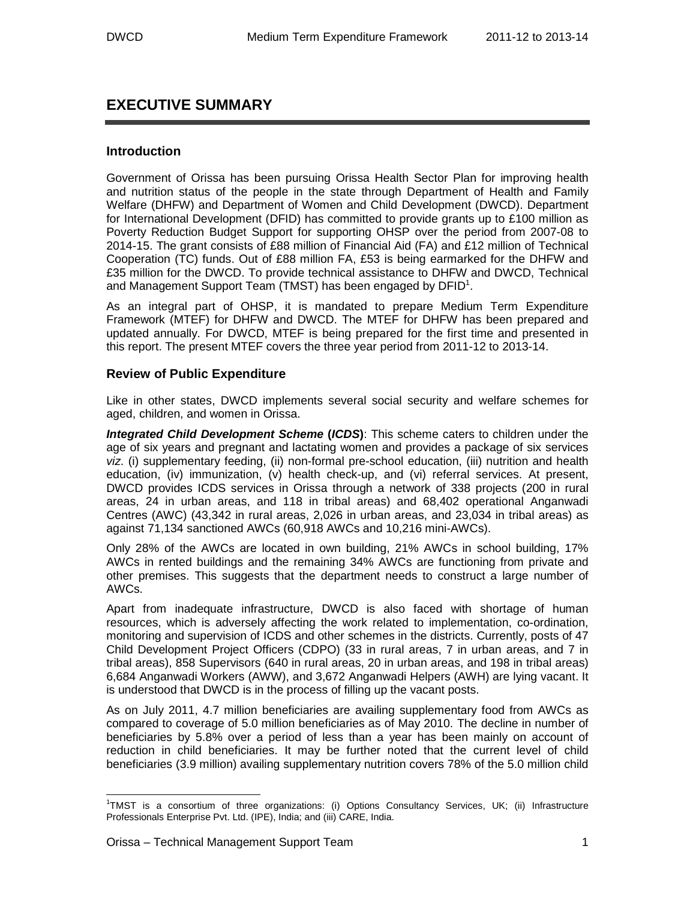# EXECUTIVE SUMMARY

## Introduction

Government of Orissa has been pursuing Orissa Health Sector Plan for improving health and nutrition status of the people in the state through Department of Health and Family Welfare (DHFW) and Department of Women and Child Development (DWCD). Department for International Development (DFID) has committed to provide grants up to £100 million as Poverty Reduction Budget Support for supporting OHSP over the period from 2007-08 to 2014-15. The grant consists of £88 million of Financial Aid (FA) and £12 million of Technical Cooperation (TC) funds. Out of £88 million FA, £53 is being earmarked for the DHFW and £35 million for the DWCD. To provide technical assistance to DHFW and DWCD, Technical and Management Support Team (TMST) has been engaged by DFID[1].

As an integral part of OHSP, it is mandated to prepare Medium Term Expenditure Framework (MTEF) for DHFW and DWCD. The MTEF for DHFW has been prepared and updated annually. For DWCD, MTEF is being prepared for the first time and presented in this report. The present MTEF covers the three year period from 2011-12 to 2013-14.

## Review of Public Expenditure

Like in other states, DWCD implements several social security and welfare schemes for aged, children, and women in Orissa.

***Integrated Child Development Scheme* (*ICDS*)**: This scheme caters to children under the age of six years and pregnant and lactating women and provides a package of six services *viz*. (i) supplementary feeding, (ii) non-formal pre-school education, (iii) nutrition and health education, (iv) immunization, (v) health check-up, and (vi) referral services. At present, DWCD provides ICDS services in Orissa through a network of 338 projects (200 in rural areas, 24 in urban areas, and 118 in tribal areas) and 68,402 operational Anganwadi Centres (AWC) (43,342 in rural areas, 2,026 in urban areas, and 23,034 in tribal areas) as against 71,134 sanctioned AWCs (60,918 AWCs and 10,216 mini-AWCs).

Only 28% of the AWCs are located in own building, 21% AWCs in school building, 17% AWCs in rented buildings and the remaining 34% AWCs are functioning from private and other premises. This suggests that the department needs to construct a large number of AWCs.

Apart from inadequate infrastructure, DWCD is also faced with shortage of human resources, which is adversely affecting the work related to implementation, co-ordination, monitoring and supervision of ICDS and other schemes in the districts. Currently, posts of 47 Child Development Project Officers (CDPO) (33 in rural areas, 7 in urban areas, and 7 in tribal areas), 858 Supervisors (640 in rural areas, 20 in urban areas, and 198 in tribal areas) 6,684 Anganwadi Workers (AWW), and 3,672 Anganwadi Helpers (AWH) are lying vacant. It is understood that DWCD is in the process of filling up the vacant posts.

As on July 2011, 4.7 million beneficiaries are availing supplementary food from AWCs as compared to coverage of 5.0 million beneficiaries as of May 2010. The decline in number of beneficiaries by 5.8% over a period of less than a year has been mainly on account of reduction in child beneficiaries. It may be further noted that the current level of child beneficiaries (3.9 million) availing supplementary nutrition covers 78% of the 5.0 million child

[1]TMST is a consortium of three organizations: (i) Options Consultancy Services, UK; (ii) Infrastructure Professionals Enterprise Pvt. Ltd. (IPE), India; and (iii) CARE, India.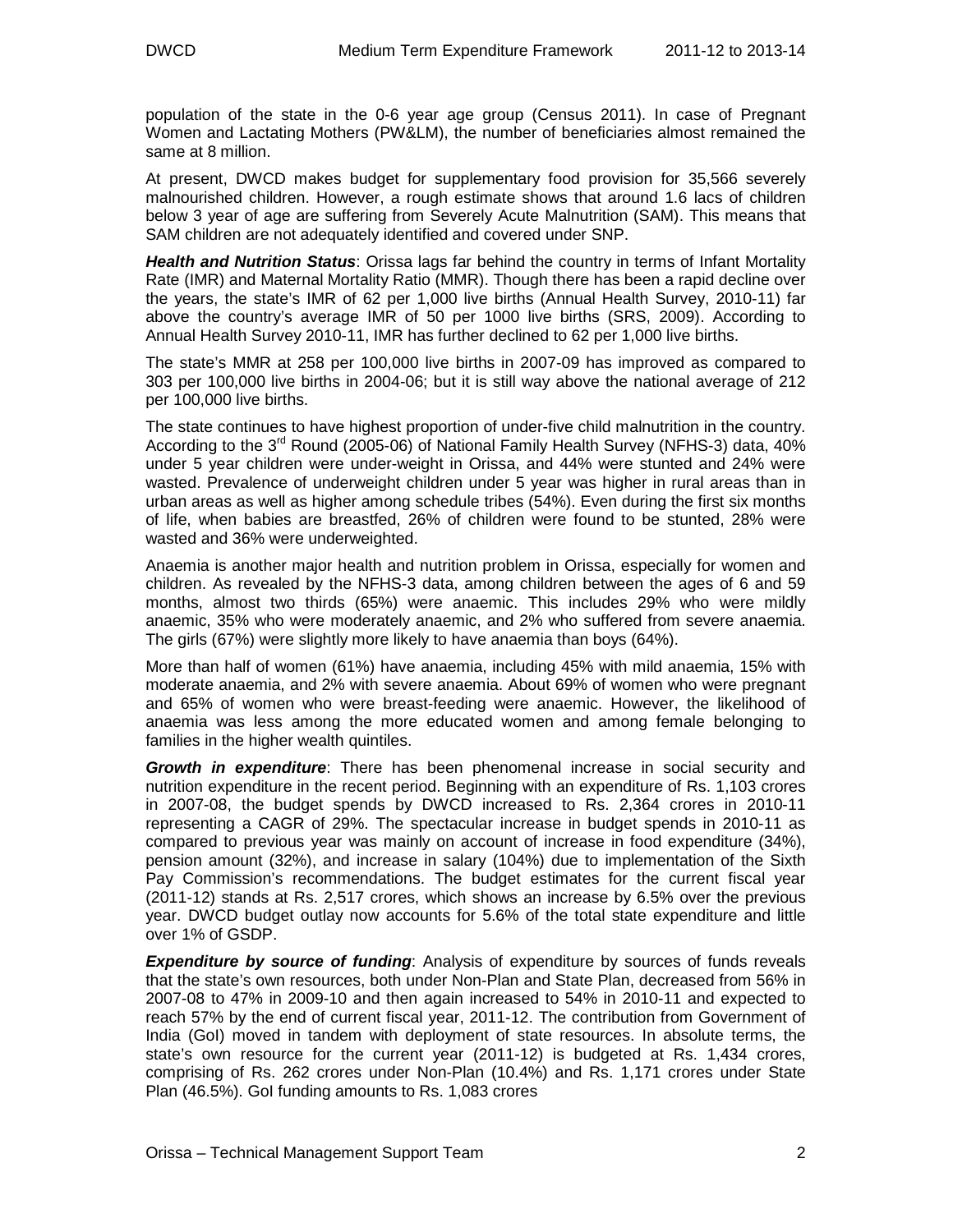population of the state in the 0-6 year age group (Census 2011). In case of Pregnant Women and Lactating Mothers (PW&LM), the number of beneficiaries almost remained the same at 8 million.

At present, DWCD makes budget for supplementary food provision for 35,566 severely malnourished children. However, a rough estimate shows that around 1.6 lacs of children below 3 year of age are suffering from Severely Acute Malnutrition (SAM). This means that SAM children are not adequately identified and covered under SNP.

***Health and Nutrition Status***: Orissa lags far behind the country in terms of Infant Mortality Rate (IMR) and Maternal Mortality Ratio (MMR). Though there has been a rapid decline over the years, the state's IMR of 62 per 1,000 live births (Annual Health Survey, 2010-11) far above the country's average IMR of 50 per 1000 live births (SRS, 2009). According to Annual Health Survey 2010-11, IMR has further declined to 62 per 1,000 live births.

The state's MMR at 258 per 100,000 live births in 2007-09 has improved as compared to 303 per 100,000 live births in 2004-06; but it is still way above the national average of 212 per 100,000 live births.

The state continues to have highest proportion of under-five child malnutrition in the country. According to the 3rd Round (2005-06) of National Family Health Survey (NFHS-3) data, 40% under 5 year children were under-weight in Orissa, and 44% were stunted and 24% were wasted. Prevalence of underweight children under 5 year was higher in rural areas than in urban areas as well as higher among schedule tribes (54%). Even during the first six months of life, when babies are breastfed, 26% of children were found to be stunted, 28% were wasted and 36% were underweighted.

Anaemia is another major health and nutrition problem in Orissa, especially for women and children. As revealed by the NFHS-3 data, among children between the ages of 6 and 59 months, almost two thirds (65%) were anaemic. This includes 29% who were mildly anaemic, 35% who were moderately anaemic, and 2% who suffered from severe anaemia. The girls (67%) were slightly more likely to have anaemia than boys (64%).

More than half of women (61%) have anaemia, including 45% with mild anaemia, 15% with moderate anaemia, and 2% with severe anaemia. About 69% of women who were pregnant and 65% of women who were breast-feeding were anaemic. However, the likelihood of anaemia was less among the more educated women and among female belonging to families in the higher wealth quintiles.

***Growth in expenditure***: There has been phenomenal increase in social security and nutrition expenditure in the recent period. Beginning with an expenditure of Rs. 1,103 crores in 2007-08, the budget spends by DWCD increased to Rs. 2,364 crores in 2010-11 representing a CAGR of 29%. The spectacular increase in budget spends in 2010-11 as compared to previous year was mainly on account of increase in food expenditure (34%), pension amount (32%), and increase in salary (104%) due to implementation of the Sixth Pay Commission's recommendations. The budget estimates for the current fiscal year (2011-12) stands at Rs. 2,517 crores, which shows an increase by 6.5% over the previous year. DWCD budget outlay now accounts for 5.6% of the total state expenditure and little over 1% of GSDP.

***Expenditure by source of funding***: Analysis of expenditure by sources of funds reveals that the state's own resources, both under Non-Plan and State Plan, decreased from 56% in 2007-08 to 47% in 2009-10 and then again increased to 54% in 2010-11 and expected to reach 57% by the end of current fiscal year, 2011-12. The contribution from Government of India (GoI) moved in tandem with deployment of state resources. In absolute terms, the state's own resource for the current year (2011-12) is budgeted at Rs. 1,434 crores, comprising of Rs. 262 crores under Non-Plan (10.4%) and Rs. 1,171 crores under State Plan (46.5%). GoI funding amounts to Rs. 1,083 crores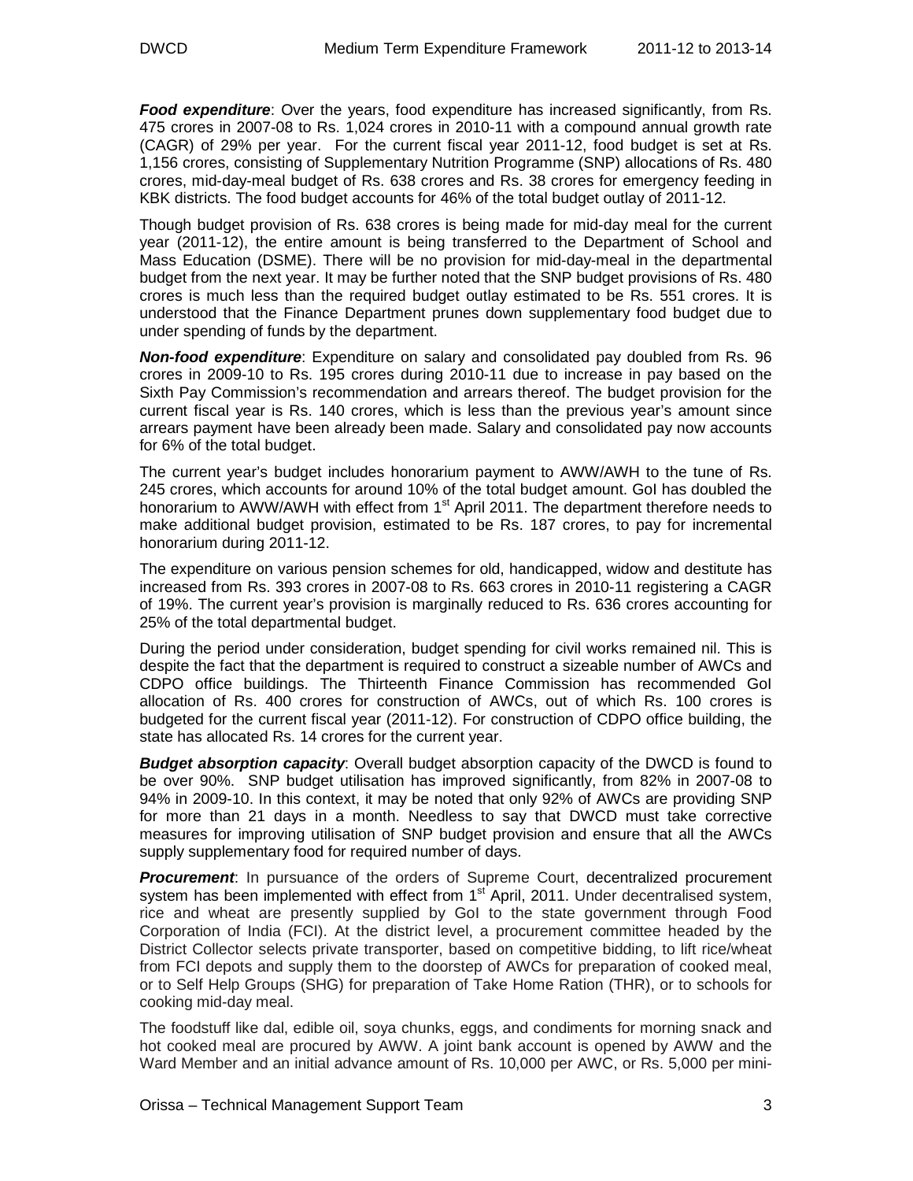***Food expenditure***: Over the years, food expenditure has increased significantly, from Rs. 475 crores in 2007-08 to Rs. 1,024 crores in 2010-11 with a compound annual growth rate (CAGR) of 29% per year. For the current fiscal year 2011-12, food budget is set at Rs. 1,156 crores, consisting of Supplementary Nutrition Programme (SNP) allocations of Rs. 480 crores, mid-day-meal budget of Rs. 638 crores and Rs. 38 crores for emergency feeding in KBK districts. The food budget accounts for 46% of the total budget outlay of 2011-12.

Though budget provision of Rs. 638 crores is being made for mid-day meal for the current year (2011-12), the entire amount is being transferred to the Department of School and Mass Education (DSME). There will be no provision for mid-day-meal in the departmental budget from the next year. It may be further noted that the SNP budget provisions of Rs. 480 crores is much less than the required budget outlay estimated to be Rs. 551 crores. It is understood that the Finance Department prunes down supplementary food budget due to under spending of funds by the department.

***Non-food expenditure***: Expenditure on salary and consolidated pay doubled from Rs. 96 crores in 2009-10 to Rs. 195 crores during 2010-11 due to increase in pay based on the Sixth Pay Commission's recommendation and arrears thereof. The budget provision for the current fiscal year is Rs. 140 crores, which is less than the previous year's amount since arrears payment have been already been made. Salary and consolidated pay now accounts for 6% of the total budget.

The current year's budget includes honorarium payment to AWW/AWH to the tune of Rs. 245 crores, which accounts for around 10% of the total budget amount. GoI has doubled the honorarium to AWW/AWH with effect from 1st April 2011. The department therefore needs to make additional budget provision, estimated to be Rs. 187 crores, to pay for incremental honorarium during 2011-12.

The expenditure on various pension schemes for old, handicapped, widow and destitute has increased from Rs. 393 crores in 2007-08 to Rs. 663 crores in 2010-11 registering a CAGR of 19%. The current year's provision is marginally reduced to Rs. 636 crores accounting for 25% of the total departmental budget.

During the period under consideration, budget spending for civil works remained nil. This is despite the fact that the department is required to construct a sizeable number of AWCs and CDPO office buildings. The Thirteenth Finance Commission has recommended GoI allocation of Rs. 400 crores for construction of AWCs, out of which Rs. 100 crores is budgeted for the current fiscal year (2011-12). For construction of CDPO office building, the state has allocated Rs. 14 crores for the current year.

***Budget absorption capacity***: Overall budget absorption capacity of the DWCD is found to be over 90%. SNP budget utilisation has improved significantly, from 82% in 2007-08 to 94% in 2009-10. In this context, it may be noted that only 92% of AWCs are providing SNP for more than 21 days in a month. Needless to say that DWCD must take corrective measures for improving utilisation of SNP budget provision and ensure that all the AWCs supply supplementary food for required number of days.

***Procurement***: In pursuance of the orders of Supreme Court, decentralized procurement system has been implemented with effect from 1st April, 2011. Under decentralised system, rice and wheat are presently supplied by GoI to the state government through Food Corporation of India (FCI). At the district level, a procurement committee headed by the District Collector selects private transporter, based on competitive bidding, to lift rice/wheat from FCI depots and supply them to the doorstep of AWCs for preparation of cooked meal, or to Self Help Groups (SHG) for preparation of Take Home Ration (THR), or to schools for cooking mid-day meal.

The foodstuff like dal, edible oil, soya chunks, eggs, and condiments for morning snack and hot cooked meal are procured by AWW. A joint bank account is opened by AWW and the Ward Member and an initial advance amount of Rs. 10,000 per AWC, or Rs. 5,000 per mini-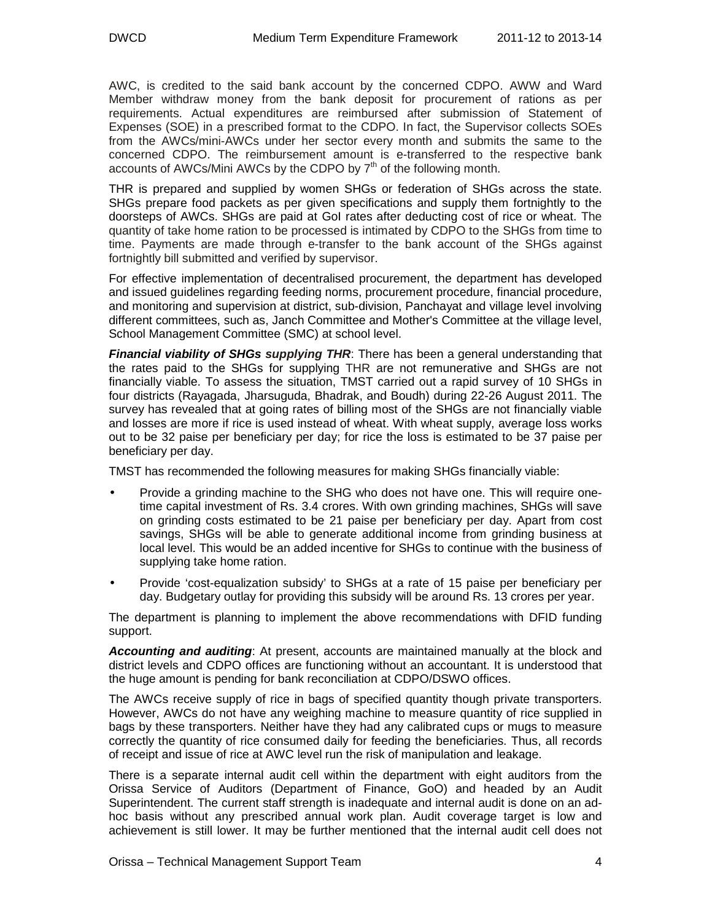AWC, is credited to the said bank account by the concerned CDPO. AWW and Ward Member withdraw money from the bank deposit for procurement of rations as per requirements. Actual expenditures are reimbursed after submission of Statement of Expenses (SOE) in a prescribed format to the CDPO. In fact, the Supervisor collects SOEs from the AWCs/mini-AWCs under her sector every month and submits the same to the concerned CDPO. The reimbursement amount is e-transferred to the respective bank accounts of AWCs/Mini AWCs by the CDPO by 7th of the following month.

THR is prepared and supplied by women SHGs or federation of SHGs across the state. SHGs prepare food packets as per given specifications and supply them fortnightly to the doorsteps of AWCs. SHGs are paid at GoI rates after deducting cost of rice or wheat. The quantity of take home ration to be processed is intimated by CDPO to the SHGs from time to time. Payments are made through e-transfer to the bank account of the SHGs against fortnightly bill submitted and verified by supervisor.

For effective implementation of decentralised procurement, the department has developed and issued guidelines regarding feeding norms, procurement procedure, financial procedure, and monitoring and supervision at district, sub-division, Panchayat and village level involving different committees, such as, Janch Committee and Mother's Committee at the village level, School Management Committee (SMC) at school level.

***Financial viability of SHGs supplying THR***: There has been a general understanding that the rates paid to the SHGs for supplying THR are not remunerative and SHGs are not financially viable. To assess the situation, TMST carried out a rapid survey of 10 SHGs in four districts (Rayagada, Jharsuguda, Bhadrak, and Boudh) during 22-26 August 2011. The survey has revealed that at going rates of billing most of the SHGs are not financially viable and losses are more if rice is used instead of wheat. With wheat supply, average loss works out to be 32 paise per beneficiary per day; for rice the loss is estimated to be 37 paise per beneficiary per day.

TMST has recommended the following measures for making SHGs financially viable:

- Provide a grinding machine to the SHG who does not have one. This will require one-time capital investment of Rs. 3.4 crores. With own grinding machines, SHGs will save on grinding costs estimated to be 21 paise per beneficiary per day. Apart from cost savings, SHGs will be able to generate additional income from grinding business at local level. This would be an added incentive for SHGs to continue with the business of supplying take home ration.
- Provide 'cost-equalization subsidy' to SHGs at a rate of 15 paise per beneficiary per day. Budgetary outlay for providing this subsidy will be around Rs. 13 crores per year.

The department is planning to implement the above recommendations with DFID funding support.

***Accounting and auditing***: At present, accounts are maintained manually at the block and district levels and CDPO offices are functioning without an accountant. It is understood that the huge amount is pending for bank reconciliation at CDPO/DSWO offices.

The AWCs receive supply of rice in bags of specified quantity though private transporters. However, AWCs do not have any weighing machine to measure quantity of rice supplied in bags by these transporters. Neither have they had any calibrated cups or mugs to measure correctly the quantity of rice consumed daily for feeding the beneficiaries. Thus, all records of receipt and issue of rice at AWC level run the risk of manipulation and leakage.

There is a separate internal audit cell within the department with eight auditors from the Orissa Service of Auditors (Department of Finance, GoO) and headed by an Audit Superintendent. The current staff strength is inadequate and internal audit is done on an ad-hoc basis without any prescribed annual work plan. Audit coverage target is low and achievement is still lower. It may be further mentioned that the internal audit cell does not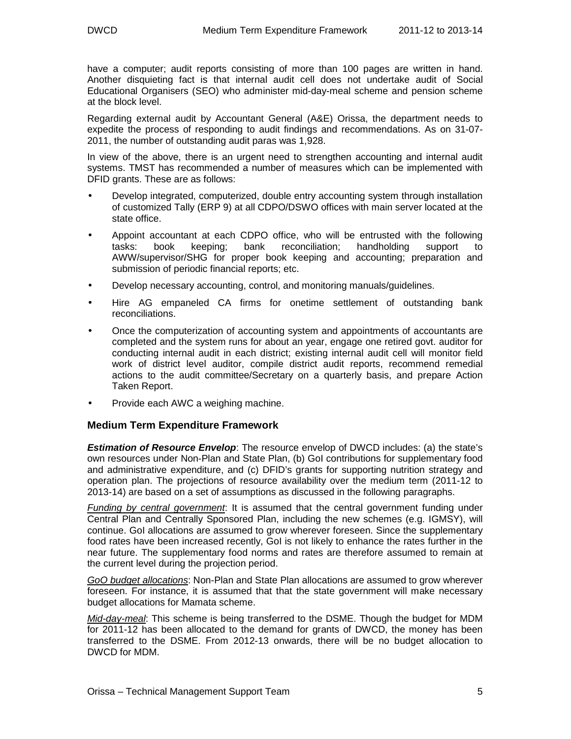have a computer; audit reports consisting of more than 100 pages are written in hand. Another disquieting fact is that internal audit cell does not undertake audit of Social Educational Organisers (SEO) who administer mid-day-meal scheme and pension scheme at the block level.

Regarding external audit by Accountant General (A&E) Orissa, the department needs to expedite the process of responding to audit findings and recommendations. As on 31-07-2011, the number of outstanding audit paras was 1,928.

In view of the above, there is an urgent need to strengthen accounting and internal audit systems. TMST has recommended a number of measures which can be implemented with DFID grants. These are as follows:

- Develop integrated, computerized, double entry accounting system through installation of customized Tally (ERP 9) at all CDPO/DSWO offices with main server located at the state office.
- Appoint accountant at each CDPO office, who will be entrusted with the following tasks: book keeping; bank reconciliation; handholding support to AWW/supervisor/SHG for proper book keeping and accounting; preparation and submission of periodic financial reports; etc.
- Develop necessary accounting, control, and monitoring manuals/guidelines.
- Hire AG empaneled CA firms for onetime settlement of outstanding bank reconciliations.
- Once the computerization of accounting system and appointments of accountants are completed and the system runs for about an year, engage one retired govt. auditor for conducting internal audit in each district; existing internal audit cell will monitor field work of district level auditor, compile district audit reports, recommend remedial actions to the audit committee/Secretary on a quarterly basis, and prepare Action Taken Report.
- Provide each AWC a weighing machine.

### Medium Term Expenditure Framework

***Estimation of Resource Envelop***: The resource envelop of DWCD includes: (a) the state's own resources under Non-Plan and State Plan, (b) GoI contributions for supplementary food and administrative expenditure, and (c) DFID's grants for supporting nutrition strategy and operation plan. The projections of resource availability over the medium term (2011-12 to 2013-14) are based on a set of assumptions as discussed in the following paragraphs.

*Funding by central government*: It is assumed that the central government funding under Central Plan and Centrally Sponsored Plan, including the new schemes (e.g. IGMSY), will continue. GoI allocations are assumed to grow wherever foreseen. Since the supplementary food rates have been increased recently, GoI is not likely to enhance the rates further in the near future. The supplementary food norms and rates are therefore assumed to remain at the current level during the projection period.

*GoO budget allocations*: Non-Plan and State Plan allocations are assumed to grow wherever foreseen. For instance, it is assumed that that the state government will make necessary budget allocations for Mamata scheme.

*Mid-day-meal*: This scheme is being transferred to the DSME. Though the budget for MDM for 2011-12 has been allocated to the demand for grants of DWCD, the money has been transferred to the DSME. From 2012-13 onwards, there will be no budget allocation to DWCD for MDM.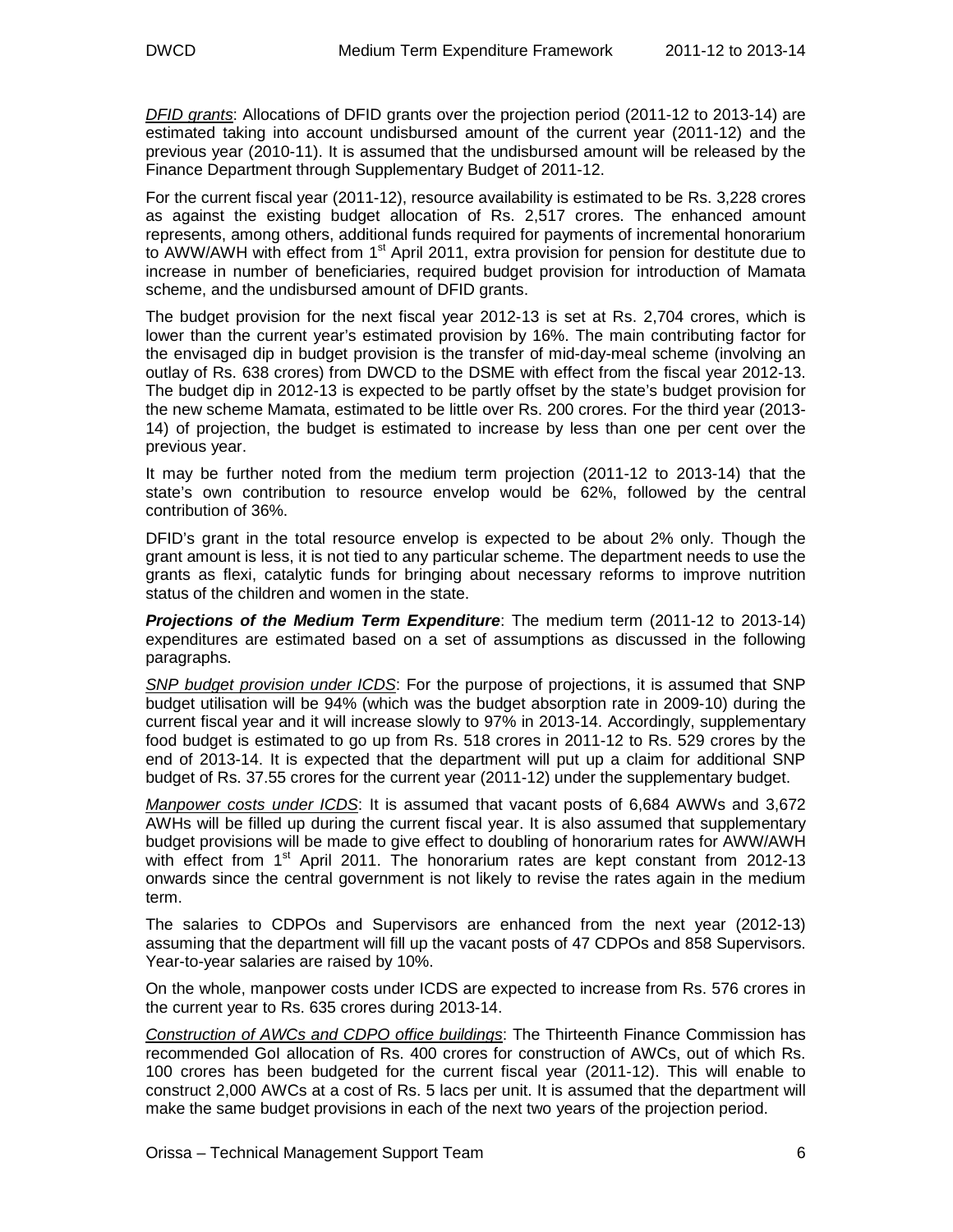*DFID grants*: Allocations of DFID grants over the projection period (2011-12 to 2013-14) are estimated taking into account undisbursed amount of the current year (2011-12) and the previous year (2010-11). It is assumed that the undisbursed amount will be released by the Finance Department through Supplementary Budget of 2011-12.

For the current fiscal year (2011-12), resource availability is estimated to be Rs. 3,228 crores as against the existing budget allocation of Rs. 2,517 crores. The enhanced amount represents, among others, additional funds required for payments of incremental honorarium to AWW/AWH with effect from 1st April 2011, extra provision for pension for destitute due to increase in number of beneficiaries, required budget provision for introduction of Mamata scheme, and the undisbursed amount of DFID grants.

The budget provision for the next fiscal year 2012-13 is set at Rs. 2,704 crores, which is lower than the current year's estimated provision by 16%. The main contributing factor for the envisaged dip in budget provision is the transfer of mid-day-meal scheme (involving an outlay of Rs. 638 crores) from DWCD to the DSME with effect from the fiscal year 2012-13. The budget dip in 2012-13 is expected to be partly offset by the state's budget provision for the new scheme Mamata, estimated to be little over Rs. 200 crores. For the third year (2013-14) of projection, the budget is estimated to increase by less than one per cent over the previous year.

It may be further noted from the medium term projection (2011-12 to 2013-14) that the state's own contribution to resource envelop would be 62%, followed by the central contribution of 36%.

DFID's grant in the total resource envelop is expected to be about 2% only. Though the grant amount is less, it is not tied to any particular scheme. The department needs to use the grants as flexi, catalytic funds for bringing about necessary reforms to improve nutrition status of the children and women in the state.

***Projections of the Medium Term Expenditure***: The medium term (2011-12 to 2013-14) expenditures are estimated based on a set of assumptions as discussed in the following paragraphs.

*SNP budget provision under ICDS*: For the purpose of projections, it is assumed that SNP budget utilisation will be 94% (which was the budget absorption rate in 2009-10) during the current fiscal year and it will increase slowly to 97% in 2013-14. Accordingly, supplementary food budget is estimated to go up from Rs. 518 crores in 2011-12 to Rs. 529 crores by the end of 2013-14. It is expected that the department will put up a claim for additional SNP budget of Rs. 37.55 crores for the current year (2011-12) under the supplementary budget.

*Manpower costs under ICDS*: It is assumed that vacant posts of 6,684 AWWs and 3,672 AWHs will be filled up during the current fiscal year. It is also assumed that supplementary budget provisions will be made to give effect to doubling of honorarium rates for AWW/AWH with effect from 1st April 2011. The honorarium rates are kept constant from 2012-13 onwards since the central government is not likely to revise the rates again in the medium term.

The salaries to CDPOs and Supervisors are enhanced from the next year (2012-13) assuming that the department will fill up the vacant posts of 47 CDPOs and 858 Supervisors. Year-to-year salaries are raised by 10%.

On the whole, manpower costs under ICDS are expected to increase from Rs. 576 crores in the current year to Rs. 635 crores during 2013-14.

*Construction of AWCs and CDPO office buildings*: The Thirteenth Finance Commission has recommended GoI allocation of Rs. 400 crores for construction of AWCs, out of which Rs. 100 crores has been budgeted for the current fiscal year (2011-12). This will enable to construct 2,000 AWCs at a cost of Rs. 5 lacs per unit. It is assumed that the department will make the same budget provisions in each of the next two years of the projection period.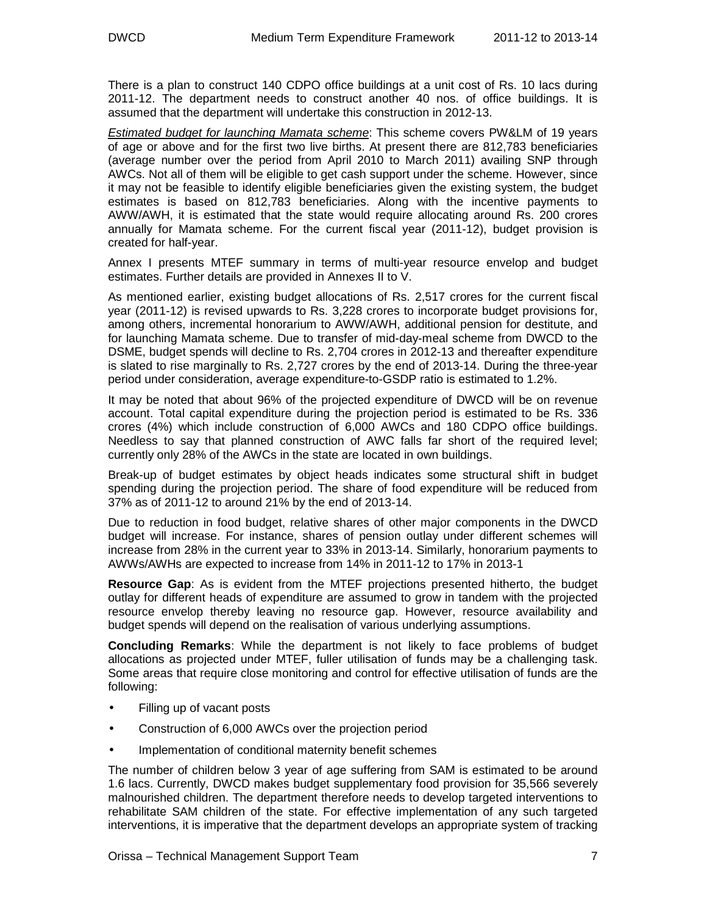There is a plan to construct 140 CDPO office buildings at a unit cost of Rs. 10 lacs during 2011-12. The department needs to construct another 40 nos. of office buildings. It is assumed that the department will undertake this construction in 2012-13.

*Estimated budget for launching Mamata scheme*: This scheme covers PW&LM of 19 years of age or above and for the first two live births. At present there are 812,783 beneficiaries (average number over the period from April 2010 to March 2011) availing SNP through AWCs. Not all of them will be eligible to get cash support under the scheme. However, since it may not be feasible to identify eligible beneficiaries given the existing system, the budget estimates is based on 812,783 beneficiaries. Along with the incentive payments to AWW/AWH, it is estimated that the state would require allocating around Rs. 200 crores annually for Mamata scheme. For the current fiscal year (2011-12), budget provision is created for half-year.

Annex I presents MTEF summary in terms of multi-year resource envelop and budget estimates. Further details are provided in Annexes II to V.

As mentioned earlier, existing budget allocations of Rs. 2,517 crores for the current fiscal year (2011-12) is revised upwards to Rs. 3,228 crores to incorporate budget provisions for, among others, incremental honorarium to AWW/AWH, additional pension for destitute, and for launching Mamata scheme. Due to transfer of mid-day-meal scheme from DWCD to the DSME, budget spends will decline to Rs. 2,704 crores in 2012-13 and thereafter expenditure is slated to rise marginally to Rs. 2,727 crores by the end of 2013-14. During the three-year period under consideration, average expenditure-to-GSDP ratio is estimated to 1.2%.

It may be noted that about 96% of the projected expenditure of DWCD will be on revenue account. Total capital expenditure during the projection period is estimated to be Rs. 336 crores (4%) which include construction of 6,000 AWCs and 180 CDPO office buildings. Needless to say that planned construction of AWC falls far short of the required level; currently only 28% of the AWCs in the state are located in own buildings.

Break-up of budget estimates by object heads indicates some structural shift in budget spending during the projection period. The share of food expenditure will be reduced from 37% as of 2011-12 to around 21% by the end of 2013-14.

Due to reduction in food budget, relative shares of other major components in the DWCD budget will increase. For instance, shares of pension outlay under different schemes will increase from 28% in the current year to 33% in 2013-14. Similarly, honorarium payments to AWWs/AWHs are expected to increase from 14% in 2011-12 to 17% in 2013-1

**Resource Gap**: As is evident from the MTEF projections presented hitherto, the budget outlay for different heads of expenditure are assumed to grow in tandem with the projected resource envelop thereby leaving no resource gap. However, resource availability and budget spends will depend on the realisation of various underlying assumptions.

**Concluding Remarks**: While the department is not likely to face problems of budget allocations as projected under MTEF, fuller utilisation of funds may be a challenging task. Some areas that require close monitoring and control for effective utilisation of funds are the following:

- Filling up of vacant posts
- Construction of 6,000 AWCs over the projection period
- Implementation of conditional maternity benefit schemes

The number of children below 3 year of age suffering from SAM is estimated to be around 1.6 lacs. Currently, DWCD makes budget supplementary food provision for 35,566 severely malnourished children. The department therefore needs to develop targeted interventions to rehabilitate SAM children of the state. For effective implementation of any such targeted interventions, it is imperative that the department develops an appropriate system of tracking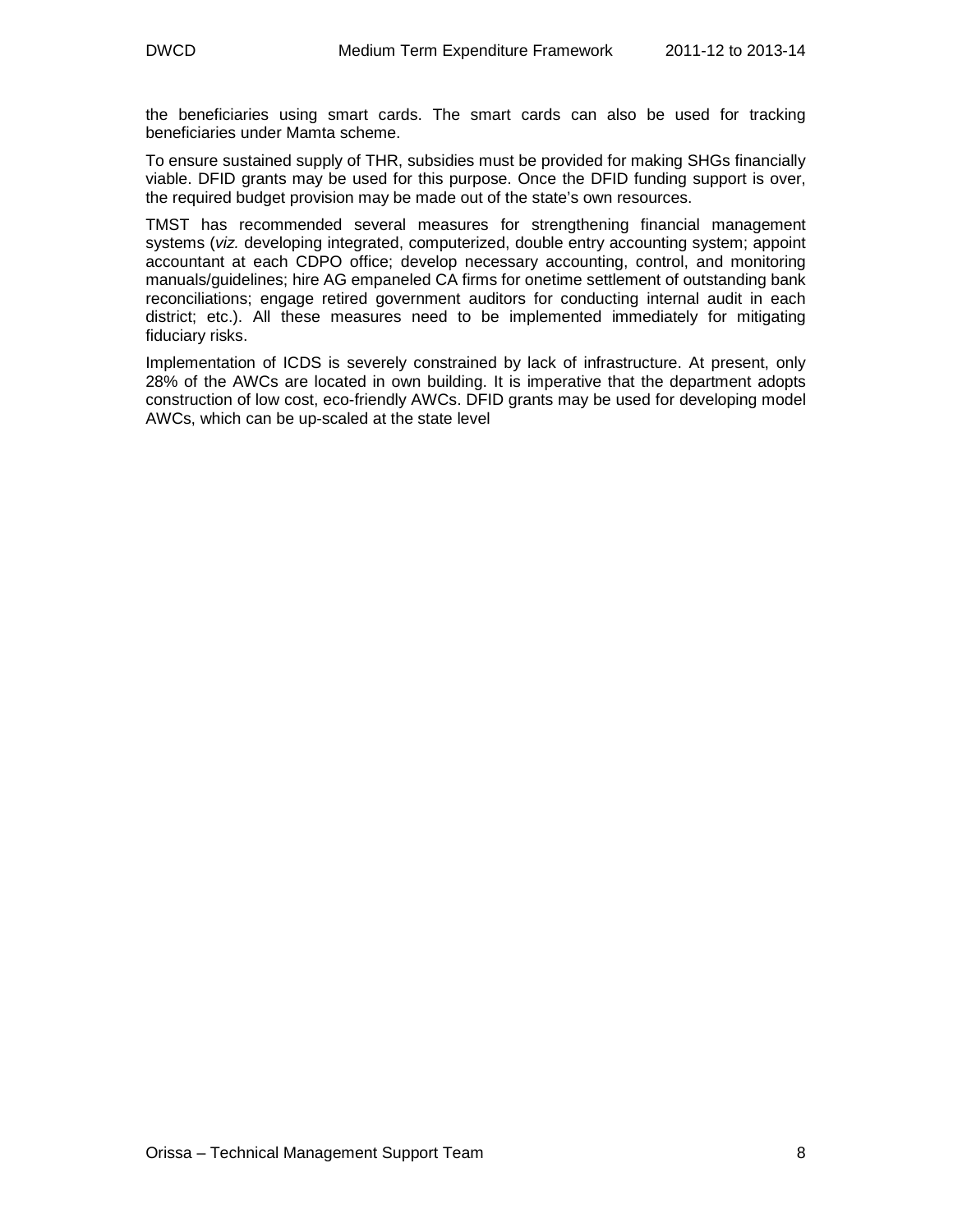the beneficiaries using smart cards. The smart cards can also be used for tracking beneficiaries under Mamta scheme.

To ensure sustained supply of THR, subsidies must be provided for making SHGs financially viable. DFID grants may be used for this purpose. Once the DFID funding support is over, the required budget provision may be made out of the state's own resources.

TMST has recommended several measures for strengthening financial management systems (*viz.* developing integrated, computerized, double entry accounting system; appoint accountant at each CDPO office; develop necessary accounting, control, and monitoring manuals/guidelines; hire AG empaneled CA firms for onetime settlement of outstanding bank reconciliations; engage retired government auditors for conducting internal audit in each district; etc.). All these measures need to be implemented immediately for mitigating fiduciary risks.

Implementation of ICDS is severely constrained by lack of infrastructure. At present, only 28% of the AWCs are located in own building. It is imperative that the department adopts construction of low cost, eco-friendly AWCs. DFID grants may be used for developing model AWCs, which can be up-scaled at the state level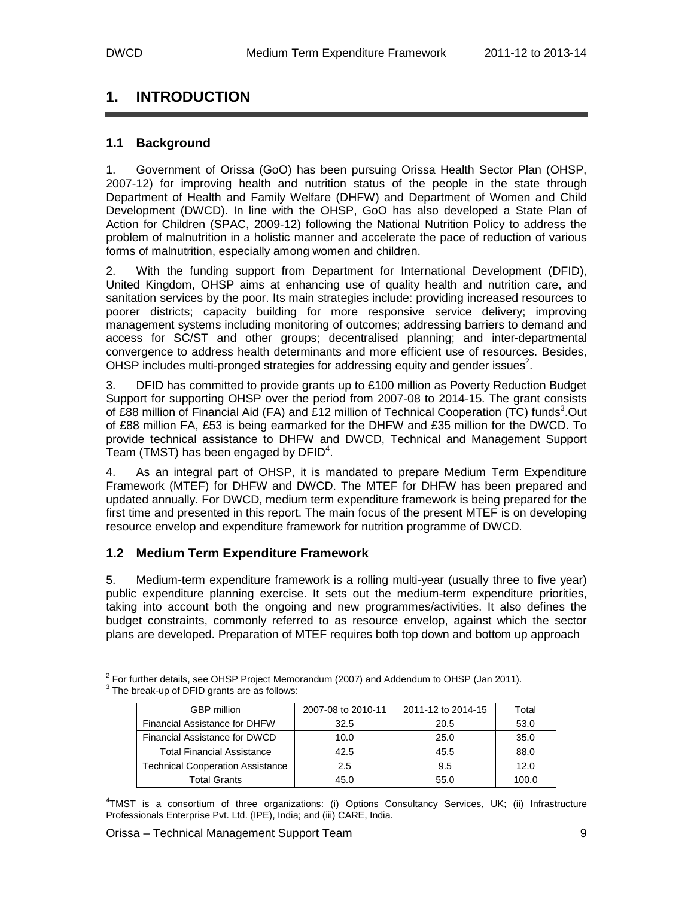# 1. INTRODUCTION

## 1.1 Background

1. Government of Orissa (GoO) has been pursuing Orissa Health Sector Plan (OHSP, 2007-12) for improving health and nutrition status of the people in the state through Department of Health and Family Welfare (DHFW) and Department of Women and Child Development (DWCD). In line with the OHSP, GoO has also developed a State Plan of Action for Children (SPAC, 2009-12) following the National Nutrition Policy to address the problem of malnutrition in a holistic manner and accelerate the pace of reduction of various forms of malnutrition, especially among women and children.

2. With the funding support from Department for International Development (DFID), United Kingdom, OHSP aims at enhancing use of quality health and nutrition care, and sanitation services by the poor. Its main strategies include: providing increased resources to poorer districts; capacity building for more responsive service delivery; improving management systems including monitoring of outcomes; addressing barriers to demand and access for SC/ST and other groups; decentralised planning; and inter-departmental convergence to address health determinants and more efficient use of resources. Besides, OHSP includes multi-pronged strategies for addressing equity and gender issues[2].

3. DFID has committed to provide grants up to £100 million as Poverty Reduction Budget Support for supporting OHSP over the period from 2007-08 to 2014-15. The grant consists of £88 million of Financial Aid (FA) and £12 million of Technical Cooperation (TC) funds[3].Out of £88 million FA, £53 is being earmarked for the DHFW and £35 million for the DWCD. To provide technical assistance to DHFW and DWCD, Technical and Management Support Team (TMST) has been engaged by DFID[4].

4. As an integral part of OHSP, it is mandated to prepare Medium Term Expenditure Framework (MTEF) for DHFW and DWCD. The MTEF for DHFW has been prepared and updated annually. For DWCD, medium term expenditure framework is being prepared for the first time and presented in this report. The main focus of the present MTEF is on developing resource envelop and expenditure framework for nutrition programme of DWCD.

## 1.2 Medium Term Expenditure Framework

5. Medium-term expenditure framework is a rolling multi-year (usually three to five year) public expenditure planning exercise. It sets out the medium-term expenditure priorities, taking into account both the ongoing and new programmes/activities. It also defines the budget constraints, commonly referred to as resource envelop, against which the sector plans are developed. Preparation of MTEF requires both top down and bottom up approach

---

[2] For further details, see OHSP Project Memorandum (2007) and Addendum to OHSP (Jan 2011).

[3] The break-up of DFID grants are as follows:

| GBP million | 2007-08 to 2010-11 | 2011-12 to 2014-15 | Total |
|---|---|---|---|
| Financial Assistance for DHFW | 32.5 | 20.5 | 53.0 |
| Financial Assistance for DWCD | 10.0 | 25.0 | 35.0 |
| Total Financial Assistance | 42.5 | 45.5 | 88.0 |
| Technical Cooperation Assistance | 2.5 | 9.5 | 12.0 |
| Total Grants | 45.0 | 55.0 | 100.0 |

[4] TMST is a consortium of three organizations: (i) Options Consultancy Services, UK; (ii) Infrastructure Professionals Enterprise Pvt. Ltd. (IPE), India; and (iii) CARE, India.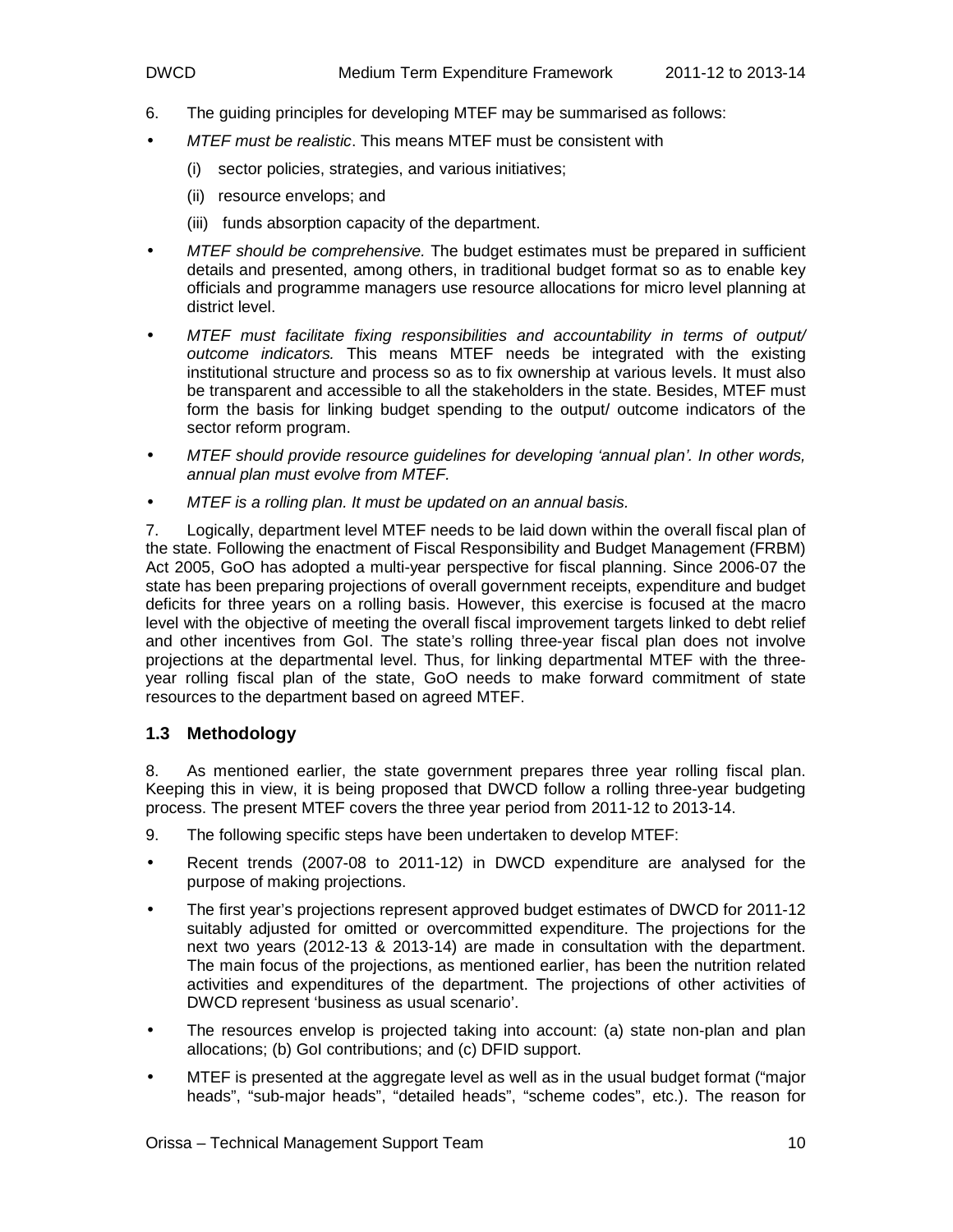6. The guiding principles for developing MTEF may be summarised as follows:

- *MTEF must be realistic*. This means MTEF must be consistent with
  - (i) sector policies, strategies, and various initiatives;
  - (ii) resource envelops; and
  - (iii) funds absorption capacity of the department.
- *MTEF should be comprehensive.* The budget estimates must be prepared in sufficient details and presented, among others, in traditional budget format so as to enable key officials and programme managers use resource allocations for micro level planning at district level.
- *MTEF must facilitate fixing responsibilities and accountability in terms of output/ outcome indicators.* This means MTEF needs be integrated with the existing institutional structure and process so as to fix ownership at various levels. It must also be transparent and accessible to all the stakeholders in the state. Besides, MTEF must form the basis for linking budget spending to the output/ outcome indicators of the sector reform program.
- *MTEF should provide resource guidelines for developing 'annual plan'. In other words, annual plan must evolve from MTEF.*
- *MTEF is a rolling plan. It must be updated on an annual basis.*

7. Logically, department level MTEF needs to be laid down within the overall fiscal plan of the state. Following the enactment of Fiscal Responsibility and Budget Management (FRBM) Act 2005, GoO has adopted a multi-year perspective for fiscal planning. Since 2006-07 the state has been preparing projections of overall government receipts, expenditure and budget deficits for three years on a rolling basis. However, this exercise is focused at the macro level with the objective of meeting the overall fiscal improvement targets linked to debt relief and other incentives from GoI. The state's rolling three-year fiscal plan does not involve projections at the departmental level. Thus, for linking departmental MTEF with the three-year rolling fiscal plan of the state, GoO needs to make forward commitment of state resources to the department based on agreed MTEF.

### 1.3 Methodology

8. As mentioned earlier, the state government prepares three year rolling fiscal plan. Keeping this in view, it is being proposed that DWCD follow a rolling three-year budgeting process. The present MTEF covers the three year period from 2011-12 to 2013-14.

9. The following specific steps have been undertaken to develop MTEF:

- Recent trends (2007-08 to 2011-12) in DWCD expenditure are analysed for the purpose of making projections.
- The first year's projections represent approved budget estimates of DWCD for 2011-12 suitably adjusted for omitted or overcommitted expenditure. The projections for the next two years (2012-13 & 2013-14) are made in consultation with the department. The main focus of the projections, as mentioned earlier, has been the nutrition related activities and expenditures of the department. The projections of other activities of DWCD represent 'business as usual scenario'.
- The resources envelop is projected taking into account: (a) state non-plan and plan allocations; (b) GoI contributions; and (c) DFID support.
- MTEF is presented at the aggregate level as well as in the usual budget format ("major heads", "sub-major heads", "detailed heads", "scheme codes", etc.). The reason for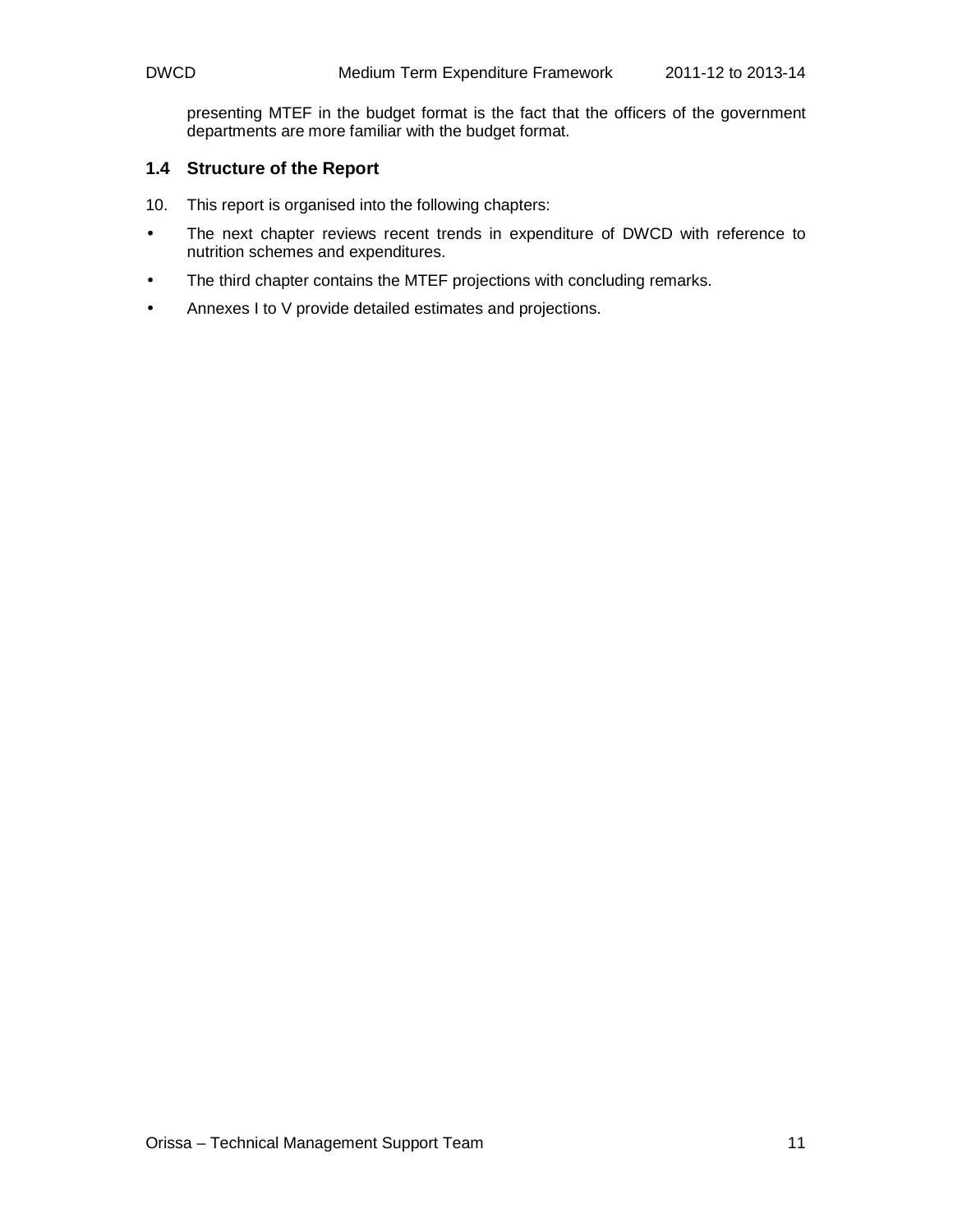presenting MTEF in the budget format is the fact that the officers of the government departments are more familiar with the budget format.

### 1.4 Structure of the Report

10. This report is organised into the following chapters:

- The next chapter reviews recent trends in expenditure of DWCD with reference to nutrition schemes and expenditures.
- The third chapter contains the MTEF projections with concluding remarks.
- Annexes I to V provide detailed estimates and projections.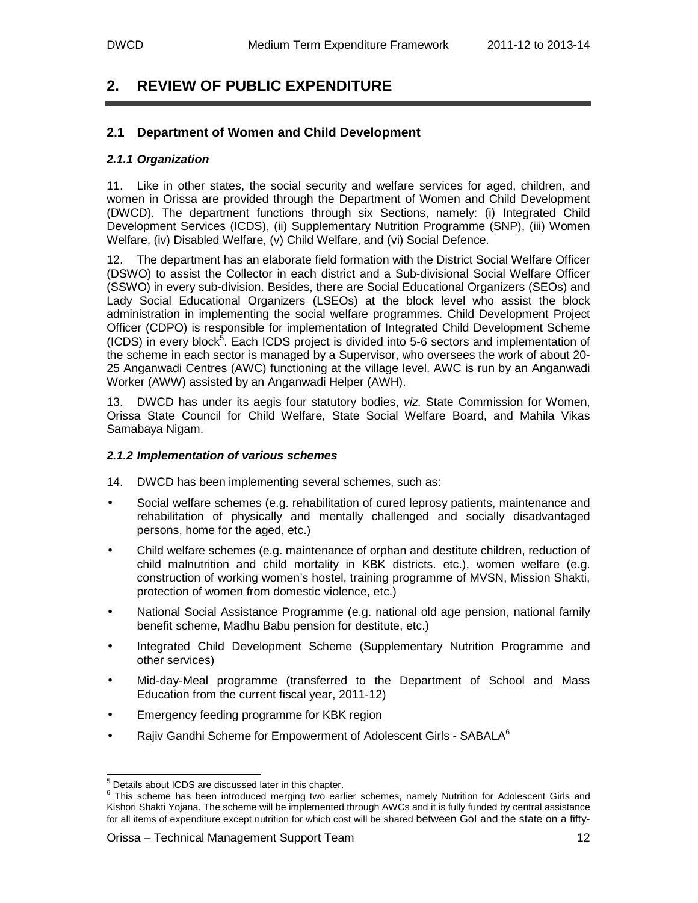# 2. REVIEW OF PUBLIC EXPENDITURE

## 2.1 Department of Women and Child Development

### *2.1.1 Organization*

11. Like in other states, the social security and welfare services for aged, children, and women in Orissa are provided through the Department of Women and Child Development (DWCD). The department functions through six Sections, namely: (i) Integrated Child Development Services (ICDS), (ii) Supplementary Nutrition Programme (SNP), (iii) Women Welfare, (iv) Disabled Welfare, (v) Child Welfare, and (vi) Social Defence.

12. The department has an elaborate field formation with the District Social Welfare Officer (DSWO) to assist the Collector in each district and a Sub-divisional Social Welfare Officer (SSWO) in every sub-division. Besides, there are Social Educational Organizers (SEOs) and Lady Social Educational Organizers (LSEOs) at the block level who assist the block administration in implementing the social welfare programmes. Child Development Project Officer (CDPO) is responsible for implementation of Integrated Child Development Scheme (ICDS) in every block[5]. Each ICDS project is divided into 5-6 sectors and implementation of the scheme in each sector is managed by a Supervisor, who oversees the work of about 20-25 Anganwadi Centres (AWC) functioning at the village level. AWC is run by an Anganwadi Worker (AWW) assisted by an Anganwadi Helper (AWH).

13. DWCD has under its aegis four statutory bodies, *viz.* State Commission for Women, Orissa State Council for Child Welfare, State Social Welfare Board, and Mahila Vikas Samabaya Nigam.

### *2.1.2 Implementation of various schemes*

14. DWCD has been implementing several schemes, such as:

- Social welfare schemes (e.g. rehabilitation of cured leprosy patients, maintenance and rehabilitation of physically and mentally challenged and socially disadvantaged persons, home for the aged, etc.)
- Child welfare schemes (e.g. maintenance of orphan and destitute children, reduction of child malnutrition and child mortality in KBK districts. etc.), women welfare (e.g. construction of working women's hostel, training programme of MVSN, Mission Shakti, protection of women from domestic violence, etc.)
- National Social Assistance Programme (e.g. national old age pension, national family benefit scheme, Madhu Babu pension for destitute, etc.)
- Integrated Child Development Scheme (Supplementary Nutrition Programme and other services)
- Mid-day-Meal programme (transferred to the Department of School and Mass Education from the current fiscal year, 2011-12)
- Emergency feeding programme for KBK region
- Rajiv Gandhi Scheme for Empowerment of Adolescent Girls - SABALA[6]

---

[5] Details about ICDS are discussed later in this chapter.

[6] This scheme has been introduced merging two earlier schemes, namely Nutrition for Adolescent Girls and Kishori Shakti Yojana. The scheme will be implemented through AWCs and it is fully funded by central assistance for all items of expenditure except nutrition for which cost will be shared between GoI and the state on a fifty-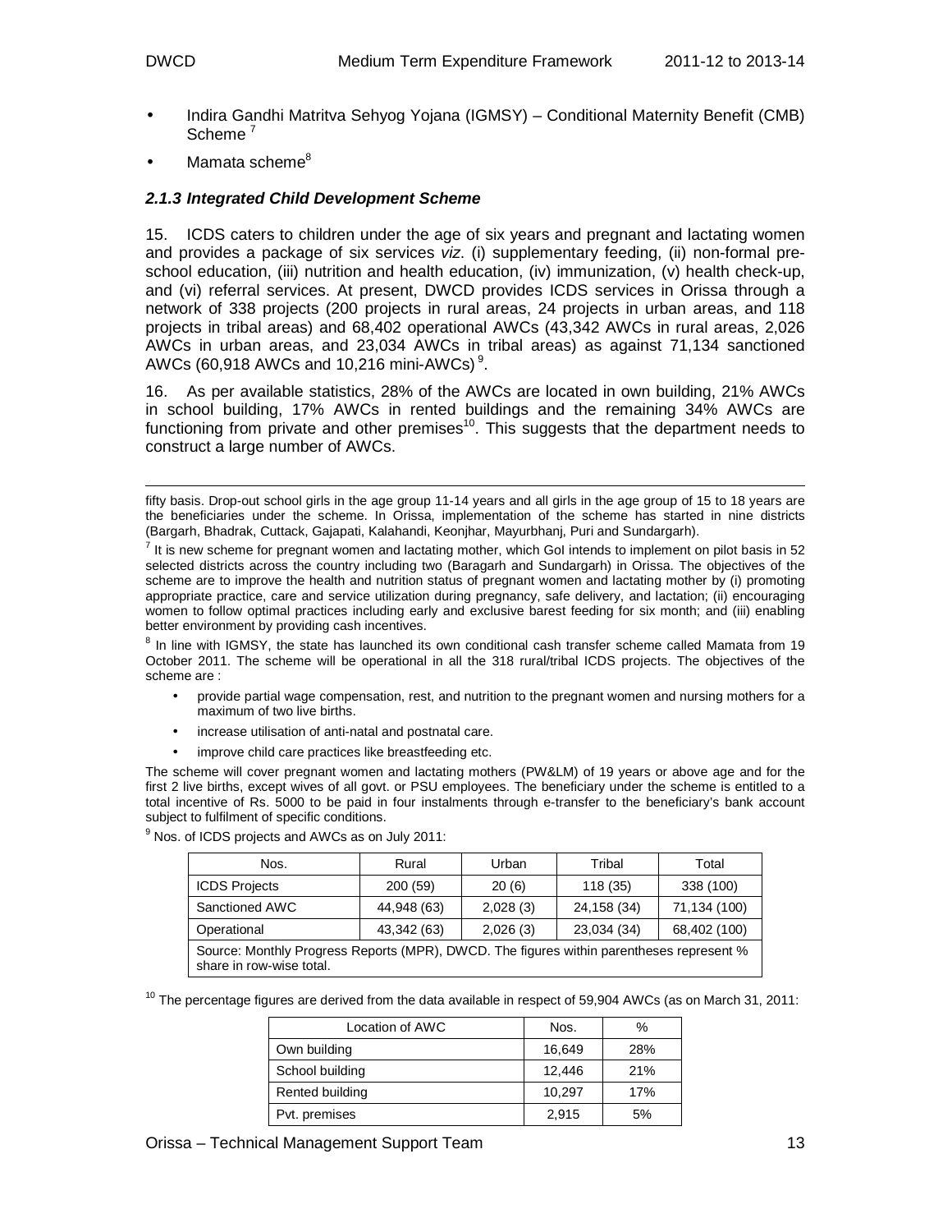- Indira Gandhi Matritva Sehyog Yojana (IGMSY) – Conditional Maternity Benefit (CMB) Scheme [7]
- Mamata scheme[8]

### *2.1.3 Integrated Child Development Scheme*

15. ICDS caters to children under the age of six years and pregnant and lactating women and provides a package of six services *viz.* (i) supplementary feeding, (ii) non-formal pre-school education, (iii) nutrition and health education, (iv) immunization, (v) health check-up, and (vi) referral services. At present, DWCD provides ICDS services in Orissa through a network of 338 projects (200 projects in rural areas, 24 projects in urban areas, and 118 projects in tribal areas) and 68,402 operational AWCs (43,342 AWCs in rural areas, 2,026 AWCs in urban areas, and 23,034 AWCs in tribal areas) as against 71,134 sanctioned AWCs (60,918 AWCs and 10,216 mini-AWCs) [9].

16. As per available statistics, 28% of the AWCs are located in own building, 21% AWCs in school building, 17% AWCs in rented buildings and the remaining 34% AWCs are functioning from private and other premises[10]. This suggests that the department needs to construct a large number of AWCs.

---

fifty basis. Drop-out school girls in the age group 11-14 years and all girls in the age group of 15 to 18 years are the beneficiaries under the scheme. In Orissa, implementation of the scheme has started in nine districts (Bargarh, Bhadrak, Cuttack, Gajapati, Kalahandi, Keonjhar, Mayurbhanj, Puri and Sundargarh).

[7] It is new scheme for pregnant women and lactating mother, which GoI intends to implement on pilot basis in 52 selected districts across the country including two (Baragarh and Sundargarh) in Orissa. The objectives of the scheme are to improve the health and nutrition status of pregnant women and lactating mother by (i) promoting appropriate practice, care and service utilization during pregnancy, safe delivery, and lactation; (ii) encouraging women to follow optimal practices including early and exclusive barest feeding for six month; and (iii) enabling better environment by providing cash incentives.

[8] In line with IGMSY, the state has launched its own conditional cash transfer scheme called Mamata from 19 October 2011. The scheme will be operational in all the 318 rural/tribal ICDS projects. The objectives of the scheme are :

- provide partial wage compensation, rest, and nutrition to the pregnant women and nursing mothers for a maximum of two live births.
- increase utilisation of anti-natal and postnatal care.
- improve child care practices like breastfeeding etc.

The scheme will cover pregnant women and lactating mothers (PW&LM) of 19 years or above age and for the first 2 live births, except wives of all govt. or PSU employees. The beneficiary under the scheme is entitled to a total incentive of Rs. 5000 to be paid in four instalments through e-transfer to the beneficiary's bank account subject to fulfilment of specific conditions.

[9] Nos. of ICDS projects and AWCs as on July 2011:

| Nos. | Rural | Urban | Tribal | Total |
|---|---|---|---|---|
| ICDS Projects | 200 (59) | 20 (6) | 118 (35) | 338 (100) |
| Sanctioned AWC | 44,948 (63) | 2,028 (3) | 24,158 (34) | 71,134 (100) |
| Operational | 43,342 (63) | 2,026 (3) | 23,034 (34) | 68,402 (100) |
| Source: Monthly Progress Reports (MPR), DWCD. The figures within parentheses represent % share in row-wise total. | | | | |

[10] The percentage figures are derived from the data available in respect of 59,904 AWCs (as on March 31, 2011:

| Location of AWC | Nos. | % |
|---|---|---|
| Own building | 16,649 | 28% |
| School building | 12,446 | 21% |
| Rented building | 10,297 | 17% |
| Pvt. premises | 2,915 | 5% |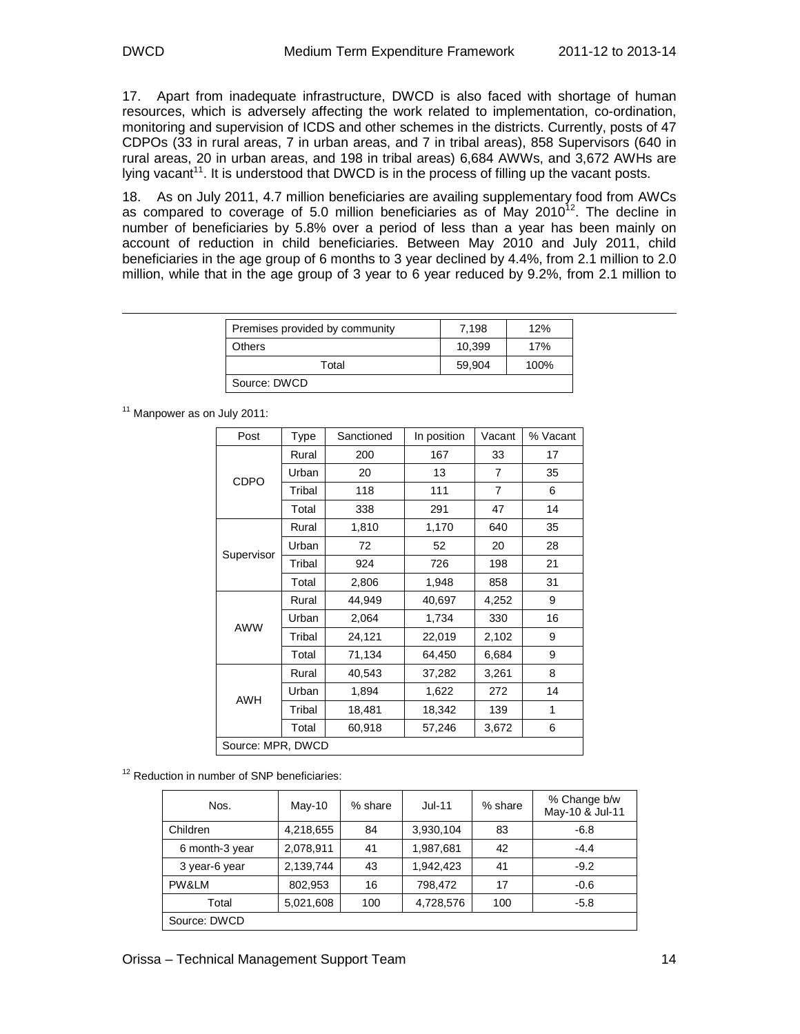17. Apart from inadequate infrastructure, DWCD is also faced with shortage of human resources, which is adversely affecting the work related to implementation, co-ordination, monitoring and supervision of ICDS and other schemes in the districts. Currently, posts of 47 CDPOs (33 in rural areas, 7 in urban areas, and 7 in tribal areas), 858 Supervisors (640 in rural areas, 20 in urban areas, and 198 in tribal areas) 6,684 AWWs, and 3,672 AWHs are lying vacant[11]. It is understood that DWCD is in the process of filling up the vacant posts.

18. As on July 2011, 4.7 million beneficiaries are availing supplementary food from AWCs as compared to coverage of 5.0 million beneficiaries as of May 2010[12]. The decline in number of beneficiaries by 5.8% over a period of less than a year has been mainly on account of reduction in child beneficiaries. Between May 2010 and July 2011, child beneficiaries in the age group of 6 months to 3 year declined by 4.4%, from 2.1 million to 2.0 million, while that in the age group of 3 year to 6 year reduced by 9.2%, from 2.1 million to

---

| Premises provided by community | 7,198 | 12% |
|---|---|---|
| Others | 10,399 | 17% |
| Total | 59,904 | 100% |
| Source: DWCD | | |

[11] Manpower as on July 2011:

| Post | Type | Sanctioned | In position | Vacant | % Vacant |
|---|---|---|---|---|---|
| CDPO | Rural | 200 | 167 | 33 | 17 |
| | Urban | 20 | 13 | 7 | 35 |
| | Tribal | 118 | 111 | 7 | 6 |
| | Total | 338 | 291 | 47 | 14 |
| Supervisor | Rural | 1,810 | 1,170 | 640 | 35 |
| | Urban | 72 | 52 | 20 | 28 |
| | Tribal | 924 | 726 | 198 | 21 |
| | Total | 2,806 | 1,948 | 858 | 31 |
| AWW | Rural | 44,949 | 40,697 | 4,252 | 9 |
| | Urban | 2,064 | 1,734 | 330 | 16 |
| | Tribal | 24,121 | 22,019 | 2,102 | 9 |
| | Total | 71,134 | 64,450 | 6,684 | 9 |
| AWH | Rural | 40,543 | 37,282 | 3,261 | 8 |
| | Urban | 1,894 | 1,622 | 272 | 14 |
| | Tribal | 18,481 | 18,342 | 139 | 1 |
| | Total | 60,918 | 57,246 | 3,672 | 6 |
| Source: MPR, DWCD | | | | | |

[12] Reduction in number of SNP beneficiaries:

| Nos. | May-10 | % share | Jul-11 | % share | % Change b/w May-10 & Jul-11 |
|---|---|---|---|---|---|
| Children | 4,218,655 | 84 | 3,930,104 | 83 | -6.8 |
| 6 month-3 year | 2,078,911 | 41 | 1,987,681 | 42 | -4.4 |
| 3 year-6 year | 2,139,744 | 43 | 1,942,423 | 41 | -9.2 |
| PW&LM | 802,953 | 16 | 798,472 | 17 | -0.6 |
| Total | 5,021,608 | 100 | 4,728,576 | 100 | -5.8 |
| Source: DWCD | | | | | |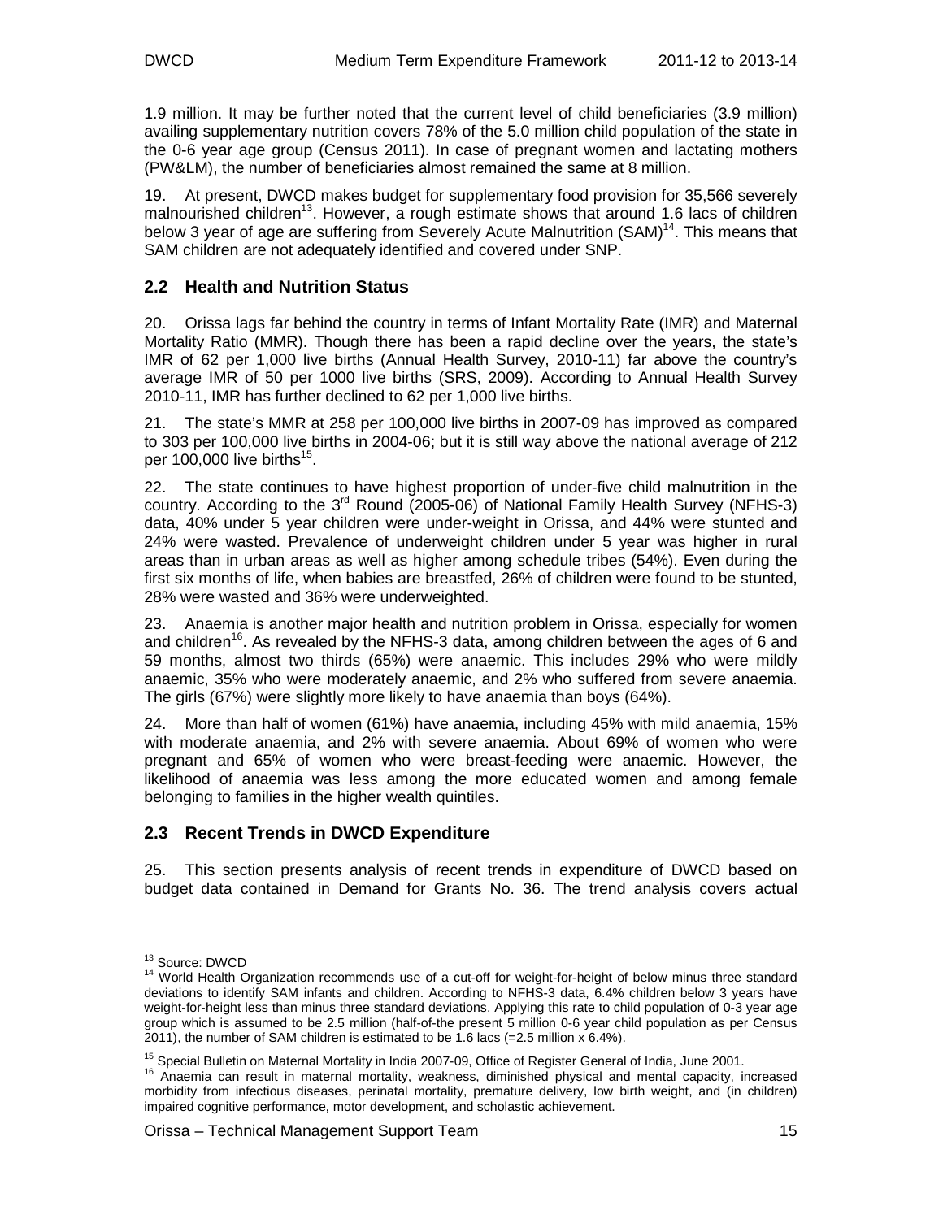1.9 million. It may be further noted that the current level of child beneficiaries (3.9 million) availing supplementary nutrition covers 78% of the 5.0 million child population of the state in the 0-6 year age group (Census 2011). In case of pregnant women and lactating mothers (PW&LM), the number of beneficiaries almost remained the same at 8 million.

19. At present, DWCD makes budget for supplementary food provision for 35,566 severely malnourished children[13]. However, a rough estimate shows that around 1.6 lacs of children below 3 year of age are suffering from Severely Acute Malnutrition (SAM)[14]. This means that SAM children are not adequately identified and covered under SNP.

## 2.2 Health and Nutrition Status

20. Orissa lags far behind the country in terms of Infant Mortality Rate (IMR) and Maternal Mortality Ratio (MMR). Though there has been a rapid decline over the years, the state's IMR of 62 per 1,000 live births (Annual Health Survey, 2010-11) far above the country's average IMR of 50 per 1000 live births (SRS, 2009). According to Annual Health Survey 2010-11, IMR has further declined to 62 per 1,000 live births.

21. The state's MMR at 258 per 100,000 live births in 2007-09 has improved as compared to 303 per 100,000 live births in 2004-06; but it is still way above the national average of 212 per 100,000 live births[15].

22. The state continues to have highest proportion of under-five child malnutrition in the country. According to the 3rd Round (2005-06) of National Family Health Survey (NFHS-3) data, 40% under 5 year children were under-weight in Orissa, and 44% were stunted and 24% were wasted. Prevalence of underweight children under 5 year was higher in rural areas than in urban areas as well as higher among schedule tribes (54%). Even during the first six months of life, when babies are breastfed, 26% of children were found to be stunted, 28% were wasted and 36% were underweighted.

23. Anaemia is another major health and nutrition problem in Orissa, especially for women and children[16]. As revealed by the NFHS-3 data, among children between the ages of 6 and 59 months, almost two thirds (65%) were anaemic. This includes 29% who were mildly anaemic, 35% who were moderately anaemic, and 2% who suffered from severe anaemia. The girls (67%) were slightly more likely to have anaemia than boys (64%).

24. More than half of women (61%) have anaemia, including 45% with mild anaemia, 15% with moderate anaemia, and 2% with severe anaemia. About 69% of women who were pregnant and 65% of women who were breast-feeding were anaemic. However, the likelihood of anaemia was less among the more educated women and among female belonging to families in the higher wealth quintiles.

## 2.3 Recent Trends in DWCD Expenditure

25. This section presents analysis of recent trends in expenditure of DWCD based on budget data contained in Demand for Grants No. 36. The trend analysis covers actual

---

[13] Source: DWCD

[14] World Health Organization recommends use of a cut-off for weight-for-height of below minus three standard deviations to identify SAM infants and children. According to NFHS-3 data, 6.4% children below 3 years have weight-for-height less than minus three standard deviations. Applying this rate to child population of 0-3 year age group which is assumed to be 2.5 million (half-of-the present 5 million 0-6 year child population as per Census 2011), the number of SAM children is estimated to be 1.6 lacs (=2.5 million x 6.4%).

[15] Special Bulletin on Maternal Mortality in India 2007-09, Office of Register General of India, June 2001.

[16] Anaemia can result in maternal mortality, weakness, diminished physical and mental capacity, increased morbidity from infectious diseases, perinatal mortality, premature delivery, low birth weight, and (in children) impaired cognitive performance, motor development, and scholastic achievement.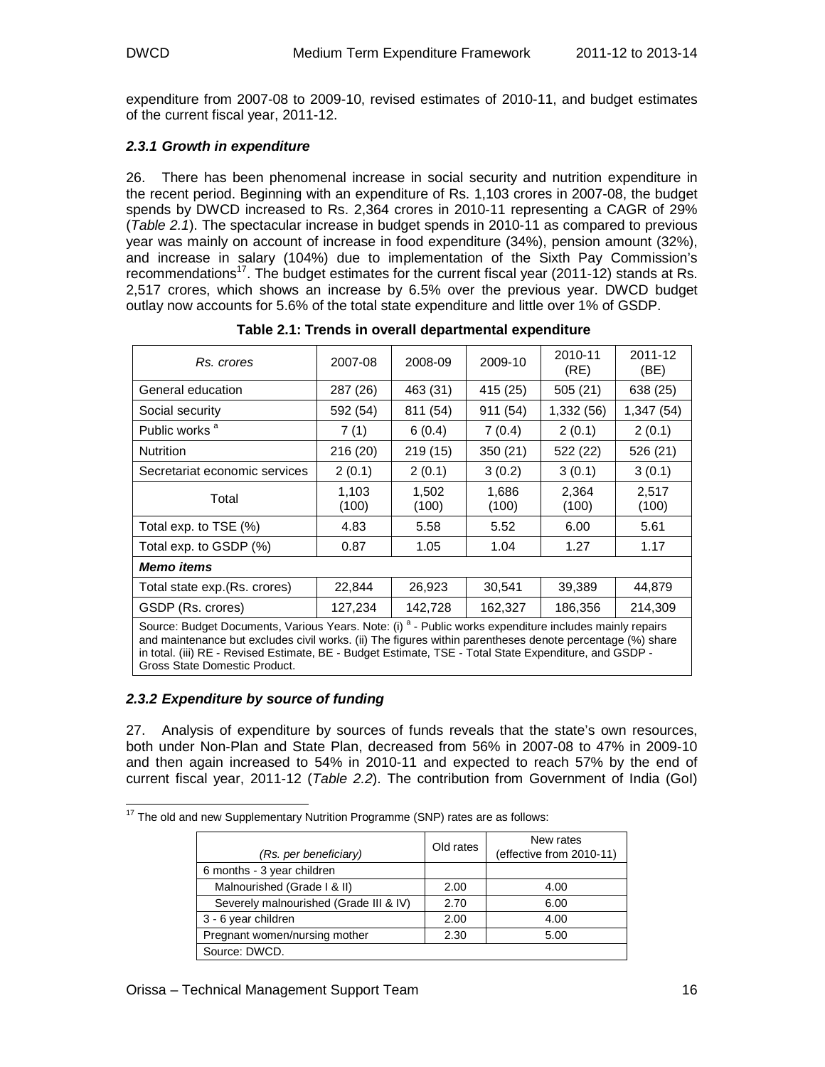expenditure from 2007-08 to 2009-10, revised estimates of 2010-11, and budget estimates of the current fiscal year, 2011-12.

### *2.3.1 Growth in expenditure*

26. There has been phenomenal increase in social security and nutrition expenditure in the recent period. Beginning with an expenditure of Rs. 1,103 crores in 2007-08, the budget spends by DWCD increased to Rs. 2,364 crores in 2010-11 representing a CAGR of 29% (*Table 2.1*). The spectacular increase in budget spends in 2010-11 as compared to previous year was mainly on account of increase in food expenditure (34%), pension amount (32%), and increase in salary (104%) due to implementation of the Sixth Pay Commission's recommendations[17]. The budget estimates for the current fiscal year (2011-12) stands at Rs. 2,517 crores, which shows an increase by 6.5% over the previous year. DWCD budget outlay now accounts for 5.6% of the total state expenditure and little over 1% of GSDP.

**Table 2.1: Trends in overall departmental expenditure**

| *Rs. crores* | 2007-08 | 2008-09 | 2009-10 | 2010-11 (RE) | 2011-12 (BE) |
|---|---|---|---|---|---|
| General education | 287 (26) | 463 (31) | 415 (25) | 505 (21) | 638 (25) |
| Social security | 592 (54) | 811 (54) | 911 (54) | 1,332 (56) | 1,347 (54) |
| Public works [a] | 7 (1) | 6 (0.4) | 7 (0.4) | 2 (0.1) | 2 (0.1) |
| Nutrition | 216 (20) | 219 (15) | 350 (21) | 522 (22) | 526 (21) |
| Secretariat economic services | 2 (0.1) | 2 (0.1) | 3 (0.2) | 3 (0.1) | 3 (0.1) |
| Total | 1,103 (100) | 1,502 (100) | 1,686 (100) | 2,364 (100) | 2,517 (100) |
| Total exp. to TSE (%) | 4.83 | 5.58 | 5.52 | 6.00 | 5.61 |
| Total exp. to GSDP (%) | 0.87 | 1.05 | 1.04 | 1.27 | 1.17 |
| ***Memo items*** | | | | | |
| Total state exp.(Rs. crores) | 22,844 | 26,923 | 30,541 | 39,389 | 44,879 |
| GSDP (Rs. crores) | 127,234 | 142,728 | 162,327 | 186,356 | 214,309 |

Source: Budget Documents, Various Years. Note: (i) [a] - Public works expenditure includes mainly repairs and maintenance but excludes civil works. (ii) The figures within parentheses denote percentage (%) share in total. (iii) RE - Revised Estimate, BE - Budget Estimate, TSE - Total State Expenditure, and GSDP - Gross State Domestic Product.

### *2.3.2 Expenditure by source of funding*

27. Analysis of expenditure by sources of funds reveals that the state's own resources, both under Non-Plan and State Plan, decreased from 56% in 2007-08 to 47% in 2009-10 and then again increased to 54% in 2010-11 and expected to reach 57% by the end of current fiscal year, 2011-12 (*Table 2.2*). The contribution from Government of India (GoI)

---

[17] The old and new Supplementary Nutrition Programme (SNP) rates are as follows:

| *(Rs. per beneficiary)* | Old rates | New rates (effective from 2010-11) |
|---|---|---|
| 6 months - 3 year children | | |
| Malnourished (Grade I & II) | 2.00 | 4.00 |
| Severely malnourished (Grade III & IV) | 2.70 | 6.00 |
| 3 - 6 year children | 2.00 | 4.00 |
| Pregnant women/nursing mother | 2.30 | 5.00 |

Source: DWCD.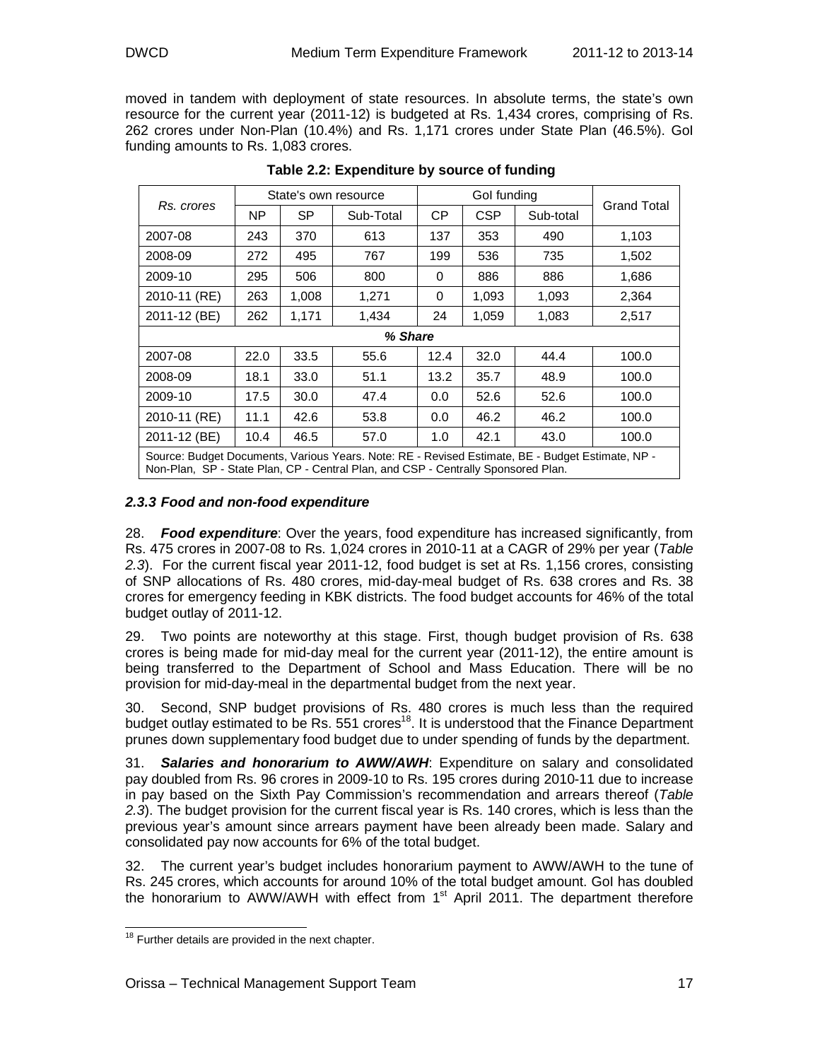moved in tandem with deployment of state resources. In absolute terms, the state's own resource for the current year (2011-12) is budgeted at Rs. 1,434 crores, comprising of Rs. 262 crores under Non-Plan (10.4%) and Rs. 1,171 crores under State Plan (46.5%). GoI funding amounts to Rs. 1,083 crores.

**Table 2.2: Expenditure by source of funding**

| *Rs. crores* | State's own resource | | | GoI funding | | | Grand Total |
|---|---|---|---|---|---|---|---|
| | NP | SP | Sub-Total | CP | CSP | Sub-total | |
| 2007-08 | 243 | 370 | 613 | 137 | 353 | 490 | 1,103 |
| 2008-09 | 272 | 495 | 767 | 199 | 536 | 735 | 1,502 |
| 2009-10 | 295 | 506 | 800 | 0 | 886 | 886 | 1,686 |
| 2010-11 (RE) | 263 | 1,008 | 1,271 | 0 | 1,093 | 1,093 | 2,364 |
| 2011-12 (BE) | 262 | 1,171 | 1,434 | 24 | 1,059 | 1,083 | 2,517 |
| ***% Share*** | | | | | | | |
| 2007-08 | 22.0 | 33.5 | 55.6 | 12.4 | 32.0 | 44.4 | 100.0 |
| 2008-09 | 18.1 | 33.0 | 51.1 | 13.2 | 35.7 | 48.9 | 100.0 |
| 2009-10 | 17.5 | 30.0 | 47.4 | 0.0 | 52.6 | 52.6 | 100.0 |
| 2010-11 (RE) | 11.1 | 42.6 | 53.8 | 0.0 | 46.2 | 46.2 | 100.0 |
| 2011-12 (BE) | 10.4 | 46.5 | 57.0 | 1.0 | 42.1 | 43.0 | 100.0 |

Source: Budget Documents, Various Years. Note: RE - Revised Estimate, BE - Budget Estimate, NP - Non-Plan, SP - State Plan, CP - Central Plan, and CSP - Centrally Sponsored Plan.

### *2.3.3 Food and non-food expenditure*

28. ***Food expenditure***: Over the years, food expenditure has increased significantly, from Rs. 475 crores in 2007-08 to Rs. 1,024 crores in 2010-11 at a CAGR of 29% per year (*Table 2.3*). For the current fiscal year 2011-12, food budget is set at Rs. 1,156 crores, consisting of SNP allocations of Rs. 480 crores, mid-day-meal budget of Rs. 638 crores and Rs. 38 crores for emergency feeding in KBK districts. The food budget accounts for 46% of the total budget outlay of 2011-12.

29. Two points are noteworthy at this stage. First, though budget provision of Rs. 638 crores is being made for mid-day meal for the current year (2011-12), the entire amount is being transferred to the Department of School and Mass Education. There will be no provision for mid-day-meal in the departmental budget from the next year.

30. Second, SNP budget provisions of Rs. 480 crores is much less than the required budget outlay estimated to be Rs. 551 crores[18]. It is understood that the Finance Department prunes down supplementary food budget due to under spending of funds by the department.

31. ***Salaries and honorarium to AWW/AWH***: Expenditure on salary and consolidated pay doubled from Rs. 96 crores in 2009-10 to Rs. 195 crores during 2010-11 due to increase in pay based on the Sixth Pay Commission's recommendation and arrears thereof (*Table 2.3*). The budget provision for the current fiscal year is Rs. 140 crores, which is less than the previous year's amount since arrears payment have been already been made. Salary and consolidated pay now accounts for 6% of the total budget.

32. The current year's budget includes honorarium payment to AWW/AWH to the tune of Rs. 245 crores, which accounts for around 10% of the total budget amount. GoI has doubled the honorarium to AWW/AWH with effect from 1st April 2011. The department therefore

[18] Further details are provided in the next chapter.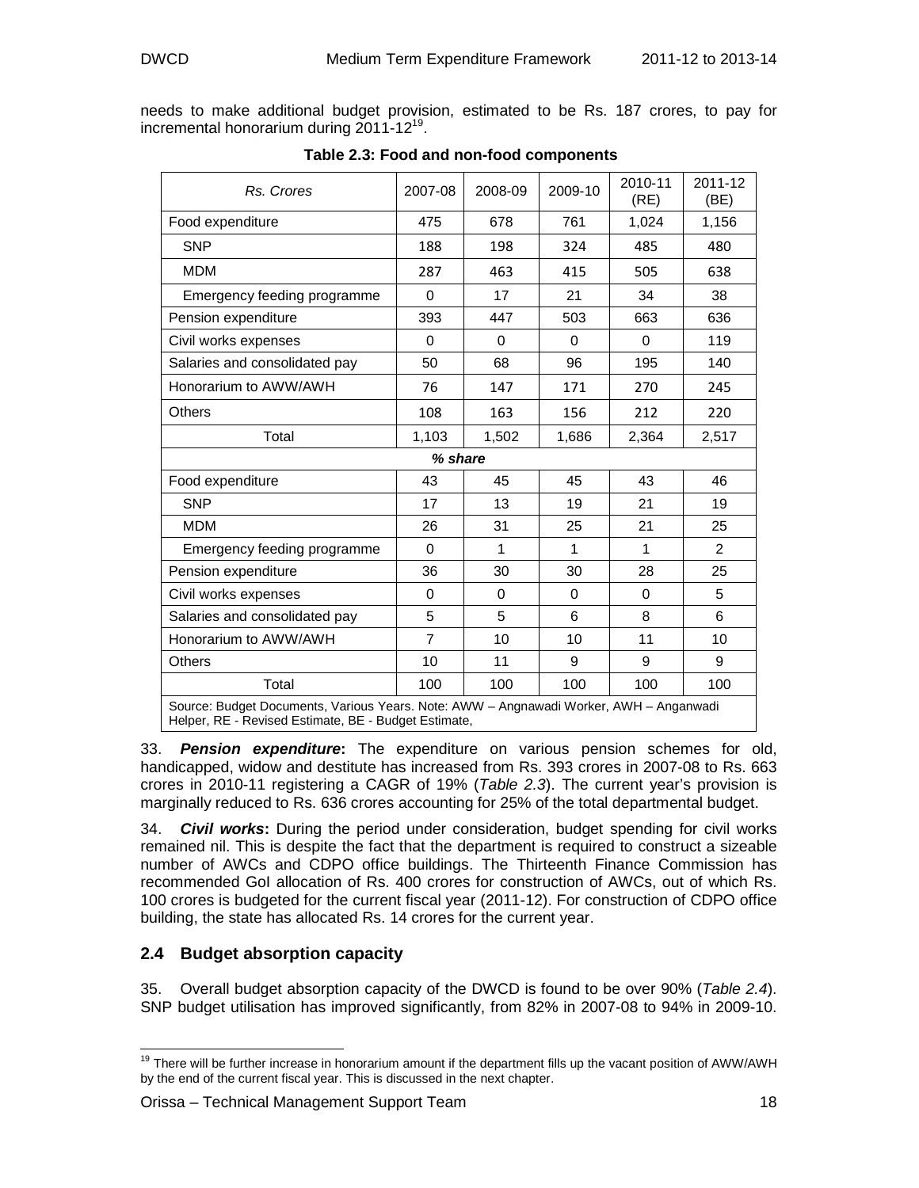needs to make additional budget provision, estimated to be Rs. 187 crores, to pay for incremental honorarium during 2011-12[19].

**Table 2.3: Food and non-food components**

| *Rs. Crores* | 2007-08 | 2008-09 | 2009-10 | 2010-11 (RE) | 2011-12 (BE) |
|---|---|---|---|---|---|
| Food expenditure | 475 | 678 | 761 | 1,024 | 1,156 |
| SNP | 188 | 198 | 324 | 485 | 480 |
| MDM | 287 | 463 | 415 | 505 | 638 |
| Emergency feeding programme | 0 | 17 | 21 | 34 | 38 |
| Pension expenditure | 393 | 447 | 503 | 663 | 636 |
| Civil works expenses | 0 | 0 | 0 | 0 | 119 |
| Salaries and consolidated pay | 50 | 68 | 96 | 195 | 140 |
| Honorarium to AWW/AWH | 76 | 147 | 171 | 270 | 245 |
| Others | 108 | 163 | 156 | 212 | 220 |
| Total | 1,103 | 1,502 | 1,686 | 2,364 | 2,517 |
| ***% share*** | | | | | |
| Food expenditure | 43 | 45 | 45 | 43 | 46 |
| SNP | 17 | 13 | 19 | 21 | 19 |
| MDM | 26 | 31 | 25 | 21 | 25 |
| Emergency feeding programme | 0 | 1 | 1 | 1 | 2 |
| Pension expenditure | 36 | 30 | 30 | 28 | 25 |
| Civil works expenses | 0 | 0 | 0 | 0 | 5 |
| Salaries and consolidated pay | 5 | 5 | 6 | 8 | 6 |
| Honorarium to AWW/AWH | 7 | 10 | 10 | 11 | 10 |
| Others | 10 | 11 | 9 | 9 | 9 |
| Total | 100 | 100 | 100 | 100 | 100 |

Source: Budget Documents, Various Years. Note: AWW – Angnawadi Worker, AWH – Anganwadi Helper, RE - Revised Estimate, BE - Budget Estimate,

33. ***Pension expenditure*:** The expenditure on various pension schemes for old, handicapped, widow and destitute has increased from Rs. 393 crores in 2007-08 to Rs. 663 crores in 2010-11 registering a CAGR of 19% (*Table 2.3*). The current year's provision is marginally reduced to Rs. 636 crores accounting for 25% of the total departmental budget.

34. ***Civil works*:** During the period under consideration, budget spending for civil works remained nil. This is despite the fact that the department is required to construct a sizeable number of AWCs and CDPO office buildings. The Thirteenth Finance Commission has recommended GoI allocation of Rs. 400 crores for construction of AWCs, out of which Rs. 100 crores is budgeted for the current fiscal year (2011-12). For construction of CDPO office building, the state has allocated Rs. 14 crores for the current year.

## 2.4 Budget absorption capacity

35. Overall budget absorption capacity of the DWCD is found to be over 90% (*Table 2.4*). SNP budget utilisation has improved significantly, from 82% in 2007-08 to 94% in 2009-10.

[19] There will be further increase in honorarium amount if the department fills up the vacant position of AWW/AWH by the end of the current fiscal year. This is discussed in the next chapter.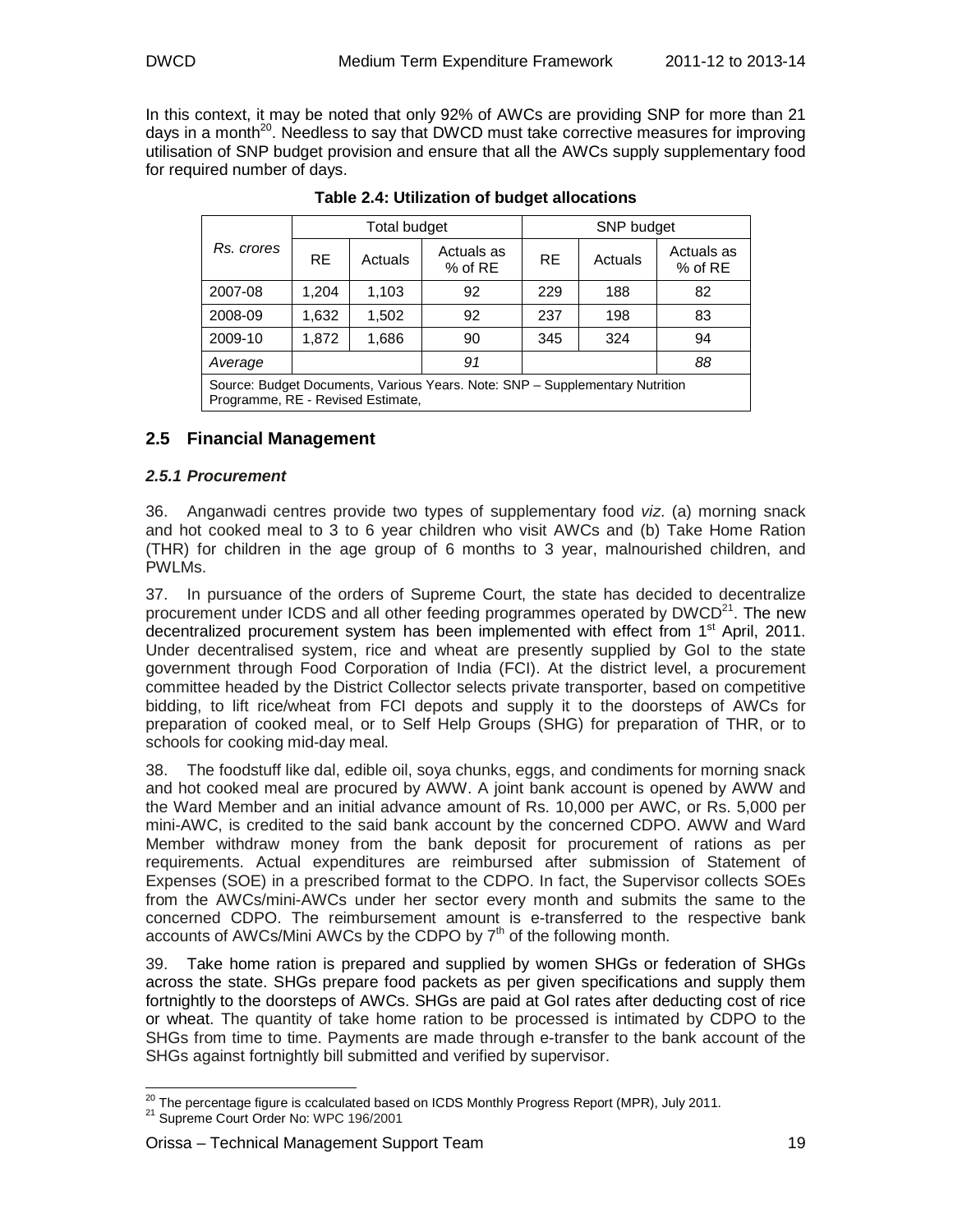In this context, it may be noted that only 92% of AWCs are providing SNP for more than 21 days in a month[20]. Needless to say that DWCD must take corrective measures for improving utilisation of SNP budget provision and ensure that all the AWCs supply supplementary food for required number of days.

**Table 2.4: Utilization of budget allocations**

| *Rs. crores* | Total budget | | | SNP budget | | |
|---|---|---|---|---|---|---|
| | RE | Actuals | Actuals as % of RE | RE | Actuals | Actuals as % of RE |
| 2007-08 | 1,204 | 1,103 | 92 | 229 | 188 | 82 |
| 2008-09 | 1,632 | 1,502 | 92 | 237 | 198 | 83 |
| 2009-10 | 1,872 | 1,686 | 90 | 345 | 324 | 94 |
| *Average* | | | *91* | | | *88* |
| Source: Budget Documents, Various Years. Note: SNP – Supplementary Nutrition Programme, RE - Revised Estimate, | | | | | | |

## 2.5 Financial Management

### *2.5.1 Procurement*

36. Anganwadi centres provide two types of supplementary food *viz*. (a) morning snack and hot cooked meal to 3 to 6 year children who visit AWCs and (b) Take Home Ration (THR) for children in the age group of 6 months to 3 year, malnourished children, and PWLMs.

37. In pursuance of the orders of Supreme Court, the state has decided to decentralize procurement under ICDS and all other feeding programmes operated by DWCD[21]. The new decentralized procurement system has been implemented with effect from 1st April, 2011. Under decentralised system, rice and wheat are presently supplied by GoI to the state government through Food Corporation of India (FCI). At the district level, a procurement committee headed by the District Collector selects private transporter, based on competitive bidding, to lift rice/wheat from FCI depots and supply it to the doorsteps of AWCs for preparation of cooked meal, or to Self Help Groups (SHG) for preparation of THR, or to schools for cooking mid-day meal.

38. The foodstuff like dal, edible oil, soya chunks, eggs, and condiments for morning snack and hot cooked meal are procured by AWW. A joint bank account is opened by AWW and the Ward Member and an initial advance amount of Rs. 10,000 per AWC, or Rs. 5,000 per mini-AWC, is credited to the said bank account by the concerned CDPO. AWW and Ward Member withdraw money from the bank deposit for procurement of rations as per requirements. Actual expenditures are reimbursed after submission of Statement of Expenses (SOE) in a prescribed format to the CDPO. In fact, the Supervisor collects SOEs from the AWCs/mini-AWCs under her sector every month and submits the same to the concerned CDPO. The reimbursement amount is e-transferred to the respective bank accounts of AWCs/Mini AWCs by the CDPO by 7th of the following month.

39. Take home ration is prepared and supplied by women SHGs or federation of SHGs across the state. SHGs prepare food packets as per given specifications and supply them fortnightly to the doorsteps of AWCs. SHGs are paid at GoI rates after deducting cost of rice or wheat. The quantity of take home ration to be processed is intimated by CDPO to the SHGs from time to time. Payments are made through e-transfer to the bank account of the SHGs against fortnightly bill submitted and verified by supervisor.

[20] The percentage figure is ccalculated based on ICDS Monthly Progress Report (MPR), July 2011.
[21] Supreme Court Order No: WPC 196/2001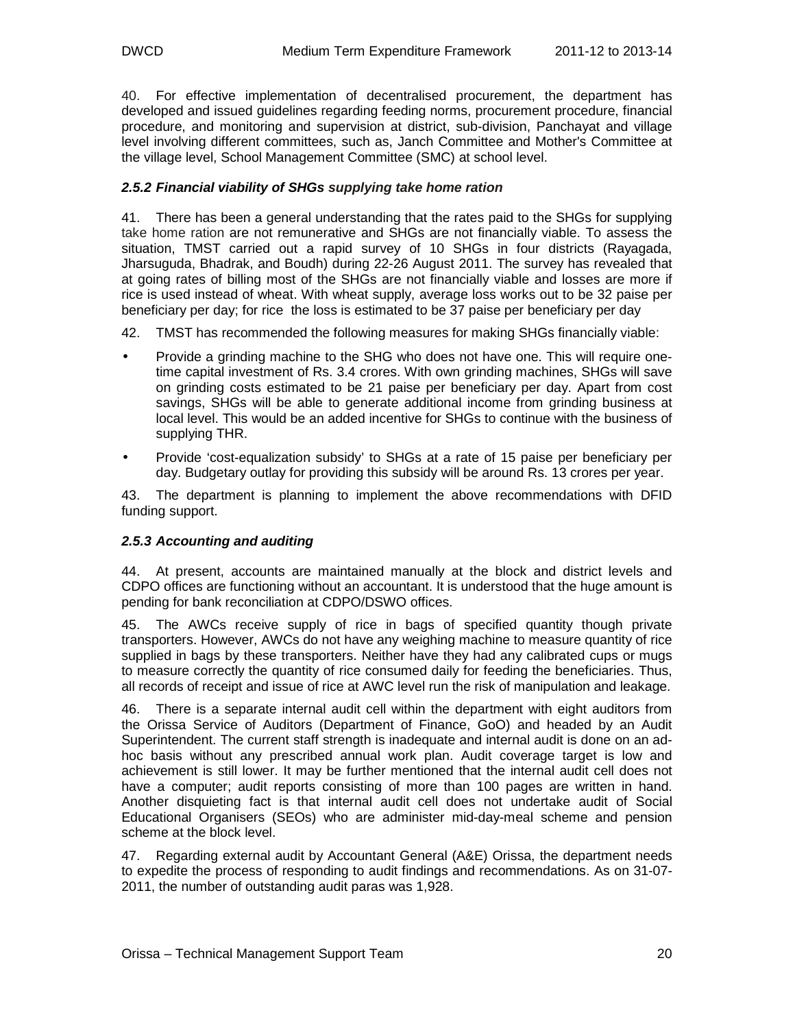40. For effective implementation of decentralised procurement, the department has developed and issued guidelines regarding feeding norms, procurement procedure, financial procedure, and monitoring and supervision at district, sub-division, Panchayat and village level involving different committees, such as, Janch Committee and Mother's Committee at the village level, School Management Committee (SMC) at school level.

### *2.5.2 Financial viability of SHGs supplying take home ration*

41. There has been a general understanding that the rates paid to the SHGs for supplying take home ration are not remunerative and SHGs are not financially viable. To assess the situation, TMST carried out a rapid survey of 10 SHGs in four districts (Rayagada, Jharsuguda, Bhadrak, and Boudh) during 22-26 August 2011. The survey has revealed that at going rates of billing most of the SHGs are not financially viable and losses are more if rice is used instead of wheat. With wheat supply, average loss works out to be 32 paise per beneficiary per day; for rice the loss is estimated to be 37 paise per beneficiary per day

42. TMST has recommended the following measures for making SHGs financially viable:

- Provide a grinding machine to the SHG who does not have one. This will require one-time capital investment of Rs. 3.4 crores. With own grinding machines, SHGs will save on grinding costs estimated to be 21 paise per beneficiary per day. Apart from cost savings, SHGs will be able to generate additional income from grinding business at local level. This would be an added incentive for SHGs to continue with the business of supplying THR.
- Provide 'cost-equalization subsidy' to SHGs at a rate of 15 paise per beneficiary per day. Budgetary outlay for providing this subsidy will be around Rs. 13 crores per year.

43. The department is planning to implement the above recommendations with DFID funding support.

### *2.5.3 Accounting and auditing*

44. At present, accounts are maintained manually at the block and district levels and CDPO offices are functioning without an accountant. It is understood that the huge amount is pending for bank reconciliation at CDPO/DSWO offices.

45. The AWCs receive supply of rice in bags of specified quantity though private transporters. However, AWCs do not have any weighing machine to measure quantity of rice supplied in bags by these transporters. Neither have they had any calibrated cups or mugs to measure correctly the quantity of rice consumed daily for feeding the beneficiaries. Thus, all records of receipt and issue of rice at AWC level run the risk of manipulation and leakage.

46. There is a separate internal audit cell within the department with eight auditors from the Orissa Service of Auditors (Department of Finance, GoO) and headed by an Audit Superintendent. The current staff strength is inadequate and internal audit is done on an ad-hoc basis without any prescribed annual work plan. Audit coverage target is low and achievement is still lower. It may be further mentioned that the internal audit cell does not have a computer; audit reports consisting of more than 100 pages are written in hand. Another disquieting fact is that internal audit cell does not undertake audit of Social Educational Organisers (SEOs) who are administer mid-day-meal scheme and pension scheme at the block level.

47. Regarding external audit by Accountant General (A&E) Orissa, the department needs to expedite the process of responding to audit findings and recommendations. As on 31-07-2011, the number of outstanding audit paras was 1,928.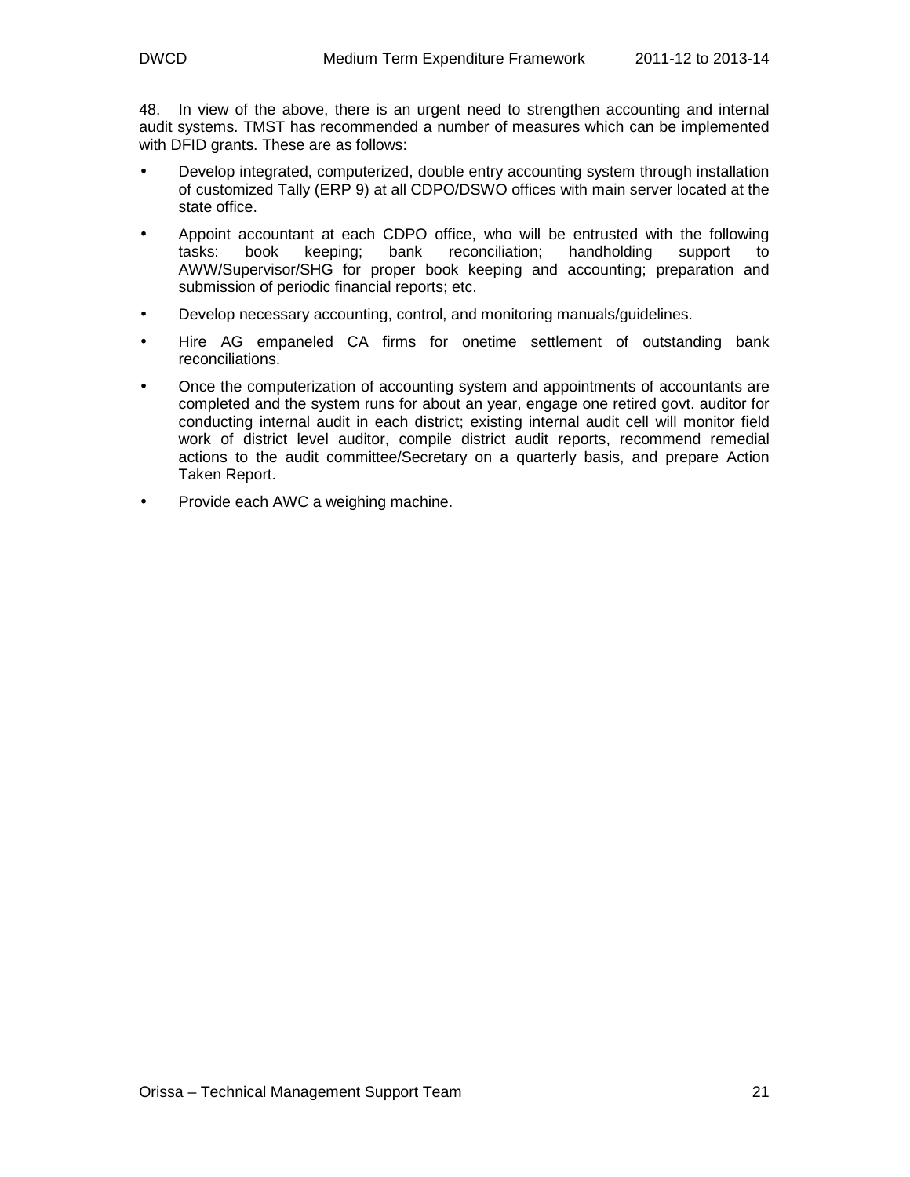48. In view of the above, there is an urgent need to strengthen accounting and internal audit systems. TMST has recommended a number of measures which can be implemented with DFID grants. These are as follows:

- Develop integrated, computerized, double entry accounting system through installation of customized Tally (ERP 9) at all CDPO/DSWO offices with main server located at the state office.
- Appoint accountant at each CDPO office, who will be entrusted with the following tasks: book keeping; bank reconciliation; handholding support to AWW/Supervisor/SHG for proper book keeping and accounting; preparation and submission of periodic financial reports; etc.
- Develop necessary accounting, control, and monitoring manuals/guidelines.
- Hire AG empaneled CA firms for onetime settlement of outstanding bank reconciliations.
- Once the computerization of accounting system and appointments of accountants are completed and the system runs for about an year, engage one retired govt. auditor for conducting internal audit in each district; existing internal audit cell will monitor field work of district level auditor, compile district audit reports, recommend remedial actions to the audit committee/Secretary on a quarterly basis, and prepare Action Taken Report.
- Provide each AWC a weighing machine.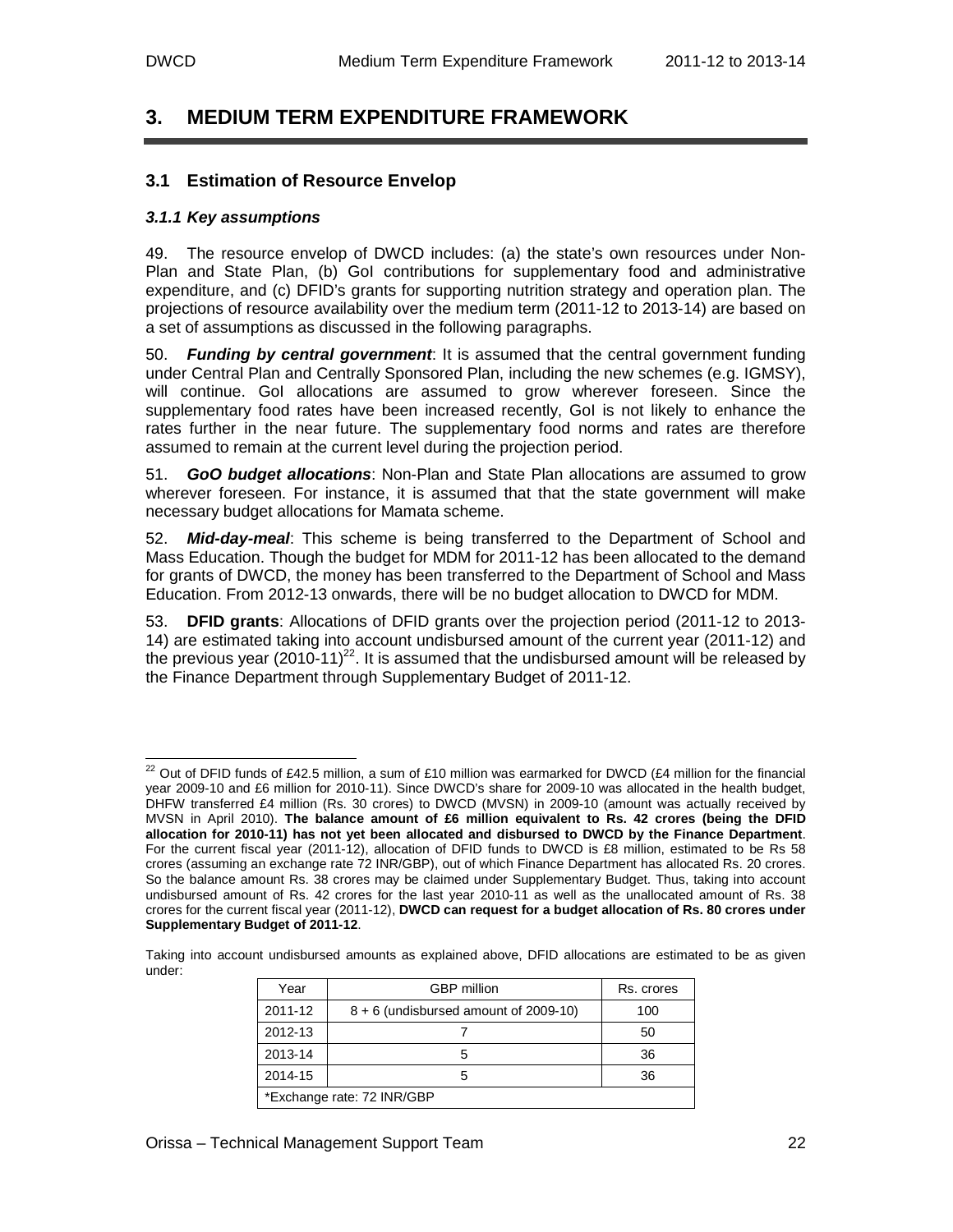# 3. MEDIUM TERM EXPENDITURE FRAMEWORK

## 3.1 Estimation of Resource Envelop

### *3.1.1 Key assumptions*

49. The resource envelop of DWCD includes: (a) the state's own resources under Non-Plan and State Plan, (b) GoI contributions for supplementary food and administrative expenditure, and (c) DFID's grants for supporting nutrition strategy and operation plan. The projections of resource availability over the medium term (2011-12 to 2013-14) are based on a set of assumptions as discussed in the following paragraphs.

50. ***Funding by central government***: It is assumed that the central government funding under Central Plan and Centrally Sponsored Plan, including the new schemes (e.g. IGMSY), will continue. GoI allocations are assumed to grow wherever foreseen. Since the supplementary food rates have been increased recently, GoI is not likely to enhance the rates further in the near future. The supplementary food norms and rates are therefore assumed to remain at the current level during the projection period.

51. ***GoO budget allocations***: Non-Plan and State Plan allocations are assumed to grow wherever foreseen. For instance, it is assumed that that the state government will make necessary budget allocations for Mamata scheme.

52. ***Mid-day-meal***: This scheme is being transferred to the Department of School and Mass Education. Though the budget for MDM for 2011-12 has been allocated to the demand for grants of DWCD, the money has been transferred to the Department of School and Mass Education. From 2012-13 onwards, there will be no budget allocation to DWCD for MDM.

53. **DFID grants**: Allocations of DFID grants over the projection period (2011-12 to 2013-14) are estimated taking into account undisbursed amount of the current year (2011-12) and the previous year (2010-11)[22]. It is assumed that the undisbursed amount will be released by the Finance Department through Supplementary Budget of 2011-12.

---

[22] Out of DFID funds of £42.5 million, a sum of £10 million was earmarked for DWCD (£4 million for the financial year 2009-10 and £6 million for 2010-11). Since DWCD's share for 2009-10 was allocated in the health budget, DHFW transferred £4 million (Rs. 30 crores) to DWCD (MVSN) in 2009-10 (amount was actually received by MVSN in April 2010). **The balance amount of £6 million equivalent to Rs. 42 crores (being the DFID allocation for 2010-11) has not yet been allocated and disbursed to DWCD by the Finance Department**. For the current fiscal year (2011-12), allocation of DFID funds to DWCD is £8 million, estimated to be Rs 58 crores (assuming an exchange rate 72 INR/GBP), out of which Finance Department has allocated Rs. 20 crores. So the balance amount Rs. 38 crores may be claimed under Supplementary Budget. Thus, taking into account undisbursed amount of Rs. 42 crores for the last year 2010-11 as well as the unallocated amount of Rs. 38 crores for the current fiscal year (2011-12), **DWCD can request for a budget allocation of Rs. 80 crores under Supplementary Budget of 2011-12**.

Taking into account undisbursed amounts as explained above, DFID allocations are estimated to be as given under:

| Year | GBP million | Rs. crores |
|---|---|---|
| 2011-12 | 8 + 6 (undisbursed amount of 2009-10) | 100 |
| 2012-13 | 7 | 50 |
| 2013-14 | 5 | 36 |
| 2014-15 | 5 | 36 |
| *Exchange rate: 72 INR/GBP | | |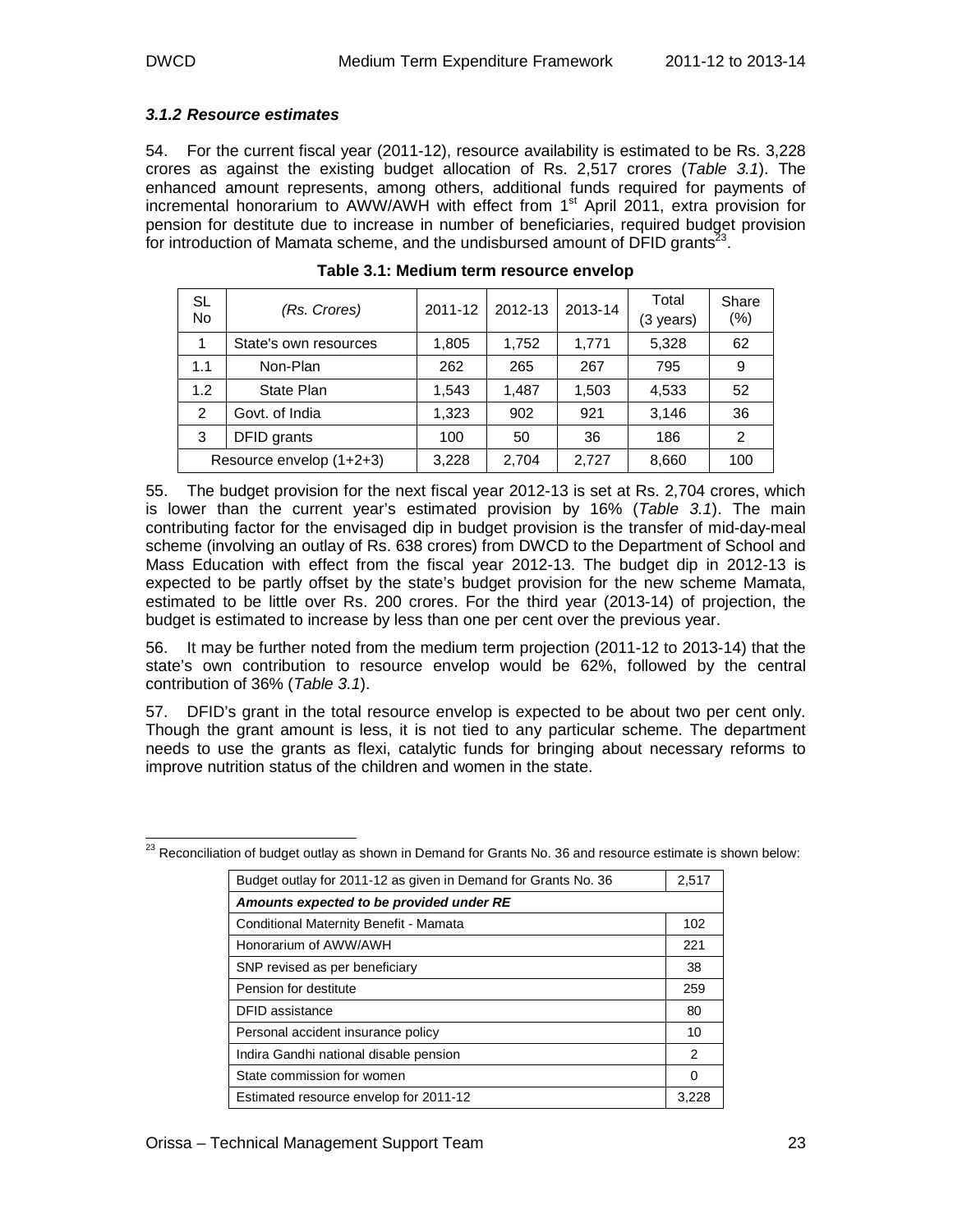### *3.1.2 Resource estimates*

54. For the current fiscal year (2011-12), resource availability is estimated to be Rs. 3,228 crores as against the existing budget allocation of Rs. 2,517 crores (*Table 3.1*). The enhanced amount represents, among others, additional funds required for payments of incremental honorarium to AWW/AWH with effect from 1st April 2011, extra provision for pension for destitute due to increase in number of beneficiaries, required budget provision for introduction of Mamata scheme, and the undisbursed amount of DFID grants[23].

**Table 3.1: Medium term resource envelop**

| SL No | *(Rs. Crores)* | 2011-12 | 2012-13 | 2013-14 | Total (3 years) | Share (%) |
|---|---|---|---|---|---|---|
| 1 | State's own resources | 1,805 | 1,752 | 1,771 | 5,328 | 62 |
| 1.1 | Non-Plan | 262 | 265 | 267 | 795 | 9 |
| 1.2 | State Plan | 1,543 | 1,487 | 1,503 | 4,533 | 52 |
| 2 | Govt. of India | 1,323 | 902 | 921 | 3,146 | 36 |
| 3 | DFID grants | 100 | 50 | 36 | 186 | 2 |
| Resource envelop (1+2+3) | | 3,228 | 2,704 | 2,727 | 8,660 | 100 |

55. The budget provision for the next fiscal year 2012-13 is set at Rs. 2,704 crores, which is lower than the current year's estimated provision by 16% (*Table 3.1*). The main contributing factor for the envisaged dip in budget provision is the transfer of mid-day-meal scheme (involving an outlay of Rs. 638 crores) from DWCD to the Department of School and Mass Education with effect from the fiscal year 2012-13. The budget dip in 2012-13 is expected to be partly offset by the state's budget provision for the new scheme Mamata, estimated to be little over Rs. 200 crores. For the third year (2013-14) of projection, the budget is estimated to increase by less than one per cent over the previous year.

56. It may be further noted from the medium term projection (2011-12 to 2013-14) that the state's own contribution to resource envelop would be 62%, followed by the central contribution of 36% (*Table 3.1*).

57. DFID's grant in the total resource envelop is expected to be about two per cent only. Though the grant amount is less, it is not tied to any particular scheme. The department needs to use the grants as flexi, catalytic funds for bringing about necessary reforms to improve nutrition status of the children and women in the state.

---

[23] Reconciliation of budget outlay as shown in Demand for Grants No. 36 and resource estimate is shown below:

| Budget outlay for 2011-12 as given in Demand for Grants No. 36 | 2,517 |
|---|---|
| ***Amounts expected to be provided under RE*** | |
| Conditional Maternity Benefit - Mamata | 102 |
| Honorarium of AWW/AWH | 221 |
| SNP revised as per beneficiary | 38 |
| Pension for destitute | 259 |
| DFID assistance | 80 |
| Personal accident insurance policy | 10 |
| Indira Gandhi national disable pension | 2 |
| State commission for women | 0 |
| Estimated resource envelop for 2011-12 | 3,228 |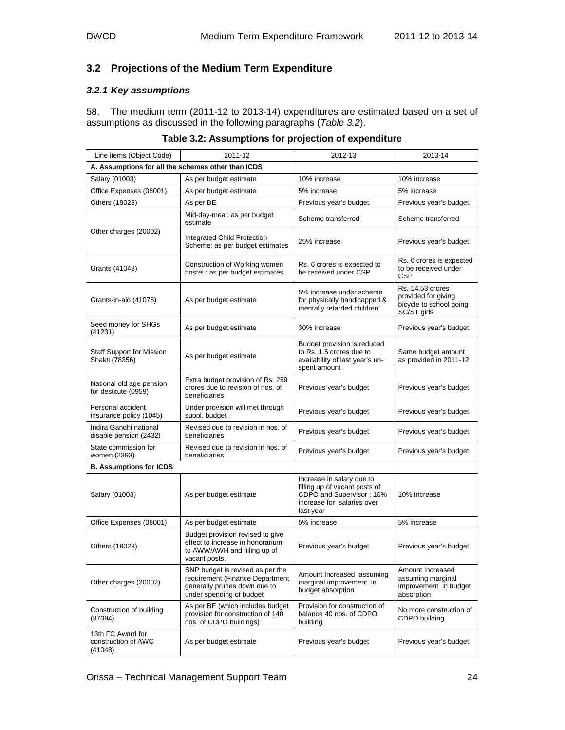## 3.2 Projections of the Medium Term Expenditure

### *3.2.1 Key assumptions*

58. The medium term (2011-12 to 2013-14) expenditures are estimated based on a set of assumptions as discussed in the following paragraphs (*Table 3.2*).

**Table 3.2: Assumptions for projection of expenditure**

| Line items (Object Code) | 2011-12 | 2012-13 | 2013-14 |
|---|---|---|---|
| **A. Assumptions for all the schemes other than ICDS** | | | |
| Salary (01003) | As per budget estimate | 10% increase | 10% increase |
| Office Expenses (08001) | As per budget estimate | 5% increase | 5% increase |
| Others (18023) | As per BE | Previous year's budget | Previous year's budget |
| Other charges (20002) | Mid-day-meal: as per budget estimate | Scheme transferred | Scheme transferred |
| | Integrated Child Protection Scheme: as per budget estimates | 25% increase | Previous year's budget |
| Grants (41048) | Construction of Working women hostel : as per budget estimates | Rs. 6 crores is expected to be received under CSP | Rs. 6 crores is expected to be received under CSP |
| Grants-in-aid (41078) | As per budget estimate | 5% increase under scheme for physically handicapped & mentally retarded children" | Rs. 14.53 crores provided for giving bicycle to school going SC/ST girls |
| Seed money for SHGs (41231) | As per budget estimate | 30% increase | Previous year's budget |
| Staff Support for Mission Shakti (78356) | As per budget estimate | Budget provision is reduced to Rs. 1.5 crores due to availability of last year's un-spent amount | Same budget amount as provided in 2011-12 |
| National old age pension for destitute (0959) | Extra budget provision of Rs. 259 crores due to revision of nos. of beneficiaries | Previous year's budget | Previous year's budget |
| Personal accident insurance policy (1045) | Under provision will met through suppl. budget | Previous year's budget | Previous year's budget |
| Indira Gandhi national disable pension (2432) | Revised due to revision in nos. of beneficiaries | Previous year's budget | Previous year's budget |
| State commission for women (2393) | Revised due to revision in nos. of beneficiaries | Previous year's budget | Previous year's budget |
| **B. Assumptions for ICDS** | | | |
| Salary (01003) | As per budget estimate | Increase in salary due to filling up of vacant posts of CDPO and Supervisor ; 10% increase for salaries over last year | 10% increase |
| Office Expenses (08001) | As per budget estimate | 5% increase | 5% increase |
| Others (18023) | Budget provision revised to give effect to increase in honorarium to AWW/AWH and filling up of vacant posts. | Previous year's budget | Previous year's budget |
| Other charges (20002) | SNP budget is revised as per the requirement (Finance Department generally prunes down due to under spending of budget | Amount Increased assuming marginal improvement in budget absorption | Amount Increased assuming marginal improvement in budget absorption |
| Construction of building (37094) | As per BE (which includes budget provision for construction of 140 nos. of CDPO buildings) | Provision for construction of balance 40 nos. of CDPO building | No more construction of CDPO building |
| 13th FC Award for construction of AWC (41048) | As per budget estimate | Previous year's budget | Previous year's budget |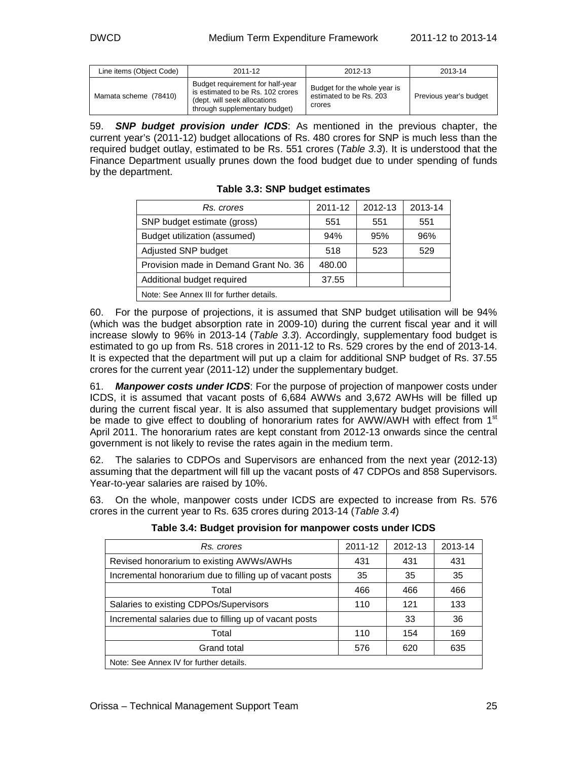| Line items (Object Code) | 2011-12 | 2012-13 | 2013-14 |
|---|---|---|---|
| Mamata scheme (78410) | Budget requirement for half-year is estimated to be Rs. 102 crores (dept. will seek allocations through supplementary budget) | Budget for the whole year is estimated to be Rs. 203 crores | Previous year's budget |

59. ***SNP budget provision under ICDS***: As mentioned in the previous chapter, the current year's (2011-12) budget allocations of Rs. 480 crores for SNP is much less than the required budget outlay, estimated to be Rs. 551 crores (*Table 3.3*). It is understood that the Finance Department usually prunes down the food budget due to under spending of funds by the department.

**Table 3.3: SNP budget estimates**

| *Rs. crores* | 2011-12 | 2012-13 | 2013-14 |
|---|---|---|---|
| SNP budget estimate (gross) | 551 | 551 | 551 |
| Budget utilization (assumed) | 94% | 95% | 96% |
| Adjusted SNP budget | 518 | 523 | 529 |
| Provision made in Demand Grant No. 36 | 480.00 | | |
| Additional budget required | 37.55 | | |
| Note: See Annex III for further details. | | | |

60. For the purpose of projections, it is assumed that SNP budget utilisation will be 94% (which was the budget absorption rate in 2009-10) during the current fiscal year and it will increase slowly to 96% in 2013-14 (*Table 3.3*). Accordingly, supplementary food budget is estimated to go up from Rs. 518 crores in 2011-12 to Rs. 529 crores by the end of 2013-14. It is expected that the department will put up a claim for additional SNP budget of Rs. 37.55 crores for the current year (2011-12) under the supplementary budget.

61. ***Manpower costs under ICDS***: For the purpose of projection of manpower costs under ICDS, it is assumed that vacant posts of 6,684 AWWs and 3,672 AWHs will be filled up during the current fiscal year. It is also assumed that supplementary budget provisions will be made to give effect to doubling of honorarium rates for AWW/AWH with effect from 1st April 2011. The honorarium rates are kept constant from 2012-13 onwards since the central government is not likely to revise the rates again in the medium term.

62. The salaries to CDPOs and Supervisors are enhanced from the next year (2012-13) assuming that the department will fill up the vacant posts of 47 CDPOs and 858 Supervisors. Year-to-year salaries are raised by 10%.

63. On the whole, manpower costs under ICDS are expected to increase from Rs. 576 crores in the current year to Rs. 635 crores during 2013-14 (*Table 3.4*)

**Table 3.4: Budget provision for manpower costs under ICDS**

| *Rs. crores* | 2011-12 | 2012-13 | 2013-14 |
|---|---|---|---|
| Revised honorarium to existing AWWs/AWHs | 431 | 431 | 431 |
| Incremental honorarium due to filling up of vacant posts | 35 | 35 | 35 |
| Total | 466 | 466 | 466 |
| Salaries to existing CDPOs/Supervisors | 110 | 121 | 133 |
| Incremental salaries due to filling up of vacant posts | | 33 | 36 |
| Total | 110 | 154 | 169 |
| Grand total | 576 | 620 | 635 |
| Note: See Annex IV for further details. | | | |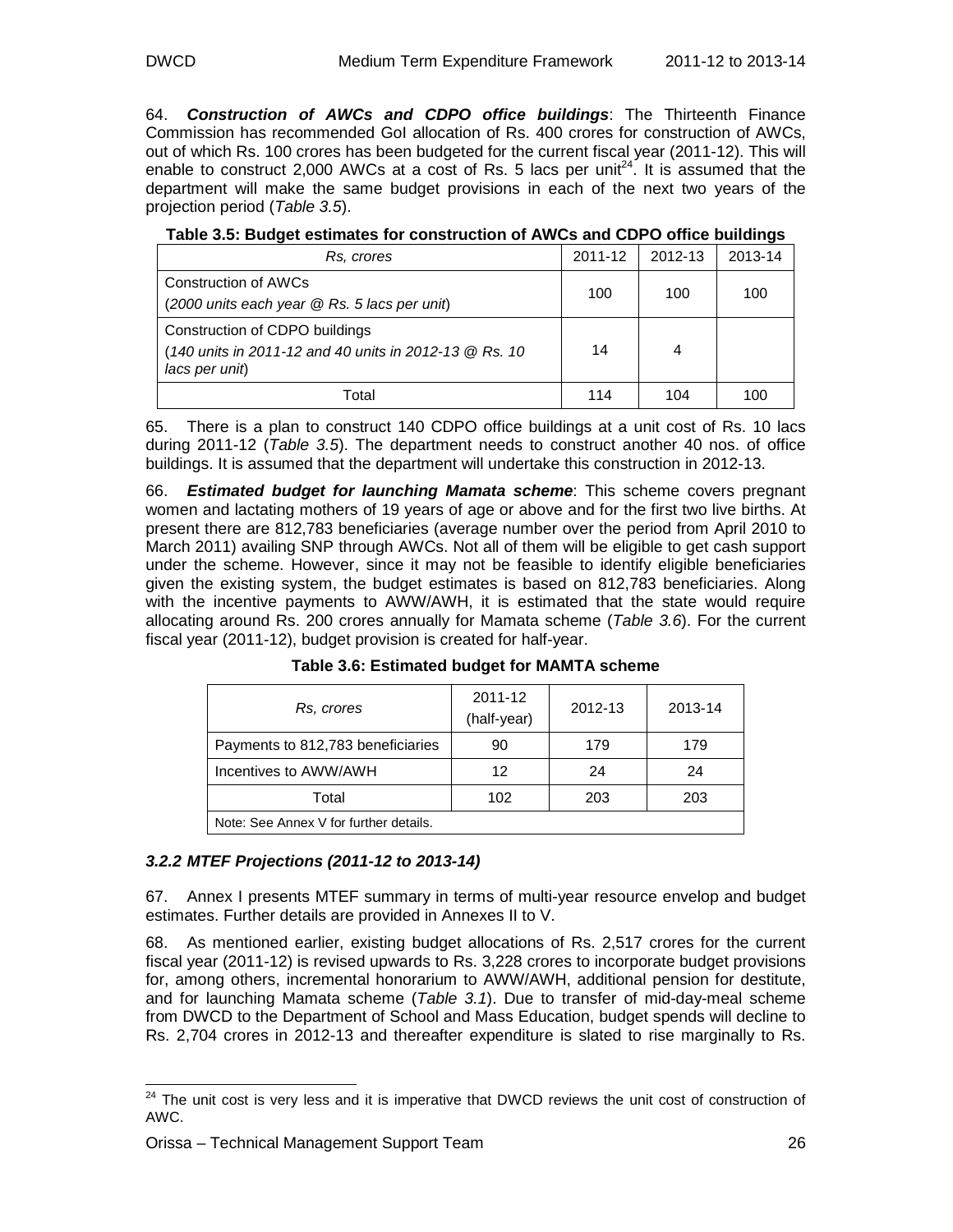64. ***Construction of AWCs and CDPO office buildings***: The Thirteenth Finance Commission has recommended GoI allocation of Rs. 400 crores for construction of AWCs, out of which Rs. 100 crores has been budgeted for the current fiscal year (2011-12). This will enable to construct 2,000 AWCs at a cost of Rs. 5 lacs per unit[24]. It is assumed that the department will make the same budget provisions in each of the next two years of the projection period (*Table 3.5*).

**Table 3.5: Budget estimates for construction of AWCs and CDPO office buildings**

| *Rs, crores* | 2011-12 | 2012-13 | 2013-14 |
|---|---|---|---|
| Construction of AWCs (*2000 units each year @ Rs. 5 lacs per unit*) | 100 | 100 | 100 |
| Construction of CDPO buildings (*140 units in 2011-12 and 40 units in 2012-13 @ Rs. 10 lacs per unit*) | 14 | 4 | |
| Total | 114 | 104 | 100 |

65. There is a plan to construct 140 CDPO office buildings at a unit cost of Rs. 10 lacs during 2011-12 (*Table 3.5*). The department needs to construct another 40 nos. of office buildings. It is assumed that the department will undertake this construction in 2012-13.

66. ***Estimated budget for launching Mamata scheme***: This scheme covers pregnant women and lactating mothers of 19 years of age or above and for the first two live births. At present there are 812,783 beneficiaries (average number over the period from April 2010 to March 2011) availing SNP through AWCs. Not all of them will be eligible to get cash support under the scheme. However, since it may not be feasible to identify eligible beneficiaries given the existing system, the budget estimates is based on 812,783 beneficiaries. Along with the incentive payments to AWW/AWH, it is estimated that the state would require allocating around Rs. 200 crores annually for Mamata scheme (*Table 3.6*). For the current fiscal year (2011-12), budget provision is created for half-year.

**Table 3.6: Estimated budget for MAMTA scheme**

| *Rs, crores* | 2011-12 (half-year) | 2012-13 | 2013-14 |
|---|---|---|---|
| Payments to 812,783 beneficiaries | 90 | 179 | 179 |
| Incentives to AWW/AWH | 12 | 24 | 24 |
| Total | 102 | 203 | 203 |
| Note: See Annex V for further details. | | | |

### *3.2.2 MTEF Projections (2011-12 to 2013-14)*

67. Annex I presents MTEF summary in terms of multi-year resource envelop and budget estimates. Further details are provided in Annexes II to V.

68. As mentioned earlier, existing budget allocations of Rs. 2,517 crores for the current fiscal year (2011-12) is revised upwards to Rs. 3,228 crores to incorporate budget provisions for, among others, incremental honorarium to AWW/AWH, additional pension for destitute, and for launching Mamata scheme (*Table 3.1*). Due to transfer of mid-day-meal scheme from DWCD to the Department of School and Mass Education, budget spends will decline to Rs. 2,704 crores in 2012-13 and thereafter expenditure is slated to rise marginally to Rs.

[24] The unit cost is very less and it is imperative that DWCD reviews the unit cost of construction of AWC.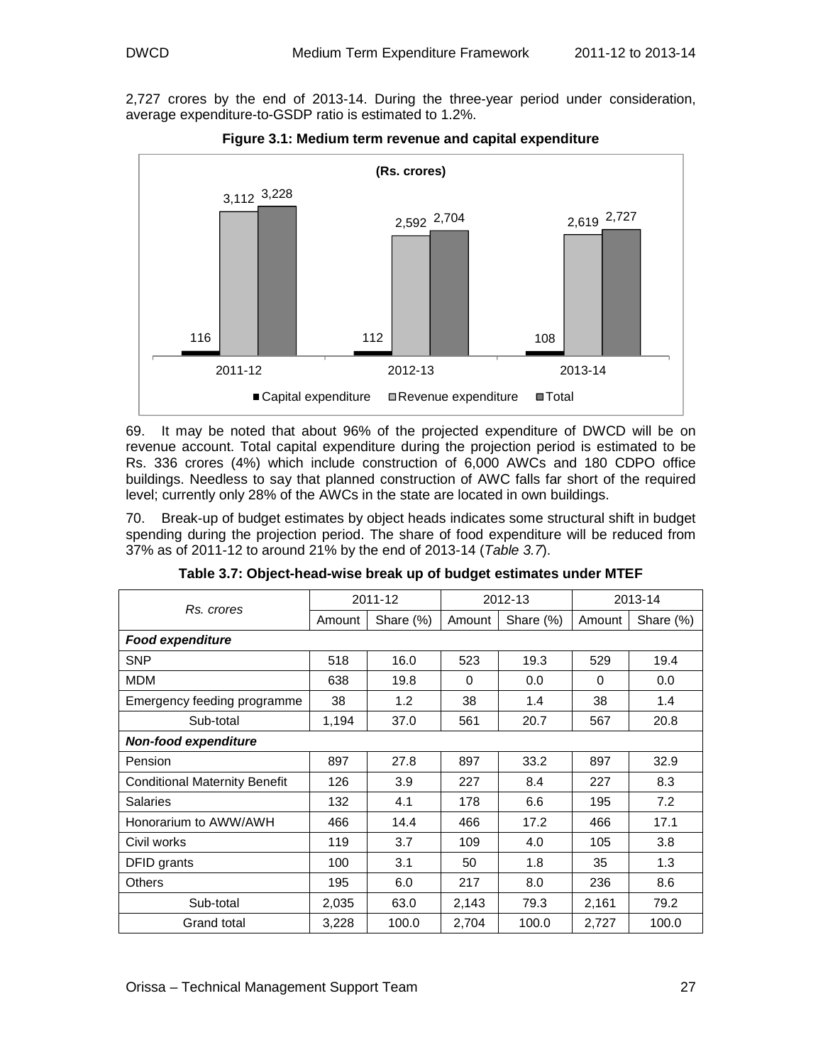2,727 crores by the end of 2013-14. During the three-year period under consideration, average expenditure-to-GSDP ratio is estimated to 1.2%.

**Figure 3.1: Medium term revenue and capital expenditure**

(Rs. crores)

| | Capital expenditure | Revenue expenditure | Total |
|---|---|---|---|
| 2011-12 | 116 | 3,112 | 3,228 |
| 2012-13 | 112 | 2,592 | 2,704 |
| 2013-14 | 108 | 2,619 | 2,727 |

69. It may be noted that about 96% of the projected expenditure of DWCD will be on revenue account. Total capital expenditure during the projection period is estimated to be Rs. 336 crores (4%) which include construction of 6,000 AWCs and 180 CDPO office buildings. Needless to say that planned construction of AWC falls far short of the required level; currently only 28% of the AWCs in the state are located in own buildings.

70. Break-up of budget estimates by object heads indicates some structural shift in budget spending during the projection period. The share of food expenditure will be reduced from 37% as of 2011-12 to around 21% by the end of 2013-14 (*Table 3.7*).

**Table 3.7: Object-head-wise break up of budget estimates under MTEF**

| *Rs. crores* | 2011-12 | | 2012-13 | | 2013-14 | |
|---|---|---|---|---|---|---|
| | Amount | Share (%) | Amount | Share (%) | Amount | Share (%) |
| ***Food expenditure*** | | | | | | |
| SNP | 518 | 16.0 | 523 | 19.3 | 529 | 19.4 |
| MDM | 638 | 19.8 | 0 | 0.0 | 0 | 0.0 |
| Emergency feeding programme | 38 | 1.2 | 38 | 1.4 | 38 | 1.4 |
| Sub-total | 1,194 | 37.0 | 561 | 20.7 | 567 | 20.8 |
| ***Non-food expenditure*** | | | | | | |
| Pension | 897 | 27.8 | 897 | 33.2 | 897 | 32.9 |
| Conditional Maternity Benefit | 126 | 3.9 | 227 | 8.4 | 227 | 8.3 |
| Salaries | 132 | 4.1 | 178 | 6.6 | 195 | 7.2 |
| Honorarium to AWW/AWH | 466 | 14.4 | 466 | 17.2 | 466 | 17.1 |
| Civil works | 119 | 3.7 | 109 | 4.0 | 105 | 3.8 |
| DFID grants | 100 | 3.1 | 50 | 1.8 | 35 | 1.3 |
| Others | 195 | 6.0 | 217 | 8.0 | 236 | 8.6 |
| Sub-total | 2,035 | 63.0 | 2,143 | 79.3 | 2,161 | 79.2 |
| Grand total | 3,228 | 100.0 | 2,704 | 100.0 | 2,727 | 100.0 |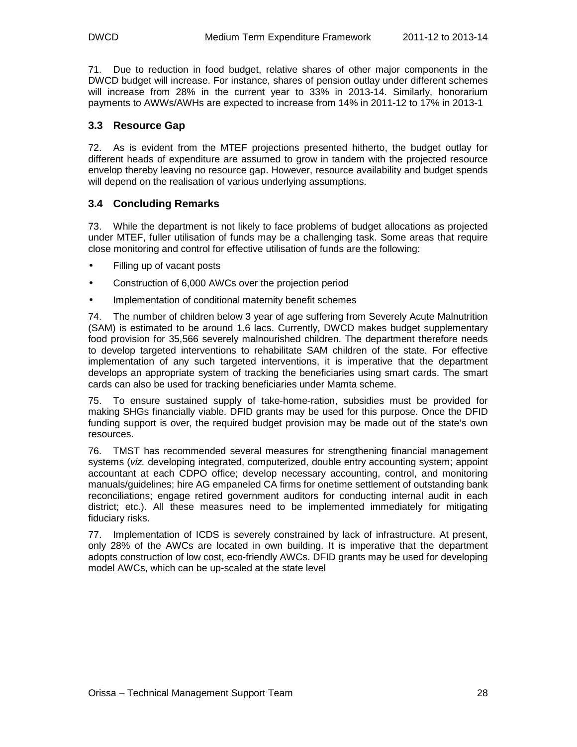71. Due to reduction in food budget, relative shares of other major components in the DWCD budget will increase. For instance, shares of pension outlay under different schemes will increase from 28% in the current year to 33% in 2013-14. Similarly, honorarium payments to AWWs/AWHs are expected to increase from 14% in 2011-12 to 17% in 2013-1

### 3.3 Resource Gap

72. As is evident from the MTEF projections presented hitherto, the budget outlay for different heads of expenditure are assumed to grow in tandem with the projected resource envelop thereby leaving no resource gap. However, resource availability and budget spends will depend on the realisation of various underlying assumptions.

### 3.4 Concluding Remarks

73. While the department is not likely to face problems of budget allocations as projected under MTEF, fuller utilisation of funds may be a challenging task. Some areas that require close monitoring and control for effective utilisation of funds are the following:

- Filling up of vacant posts
- Construction of 6,000 AWCs over the projection period
- Implementation of conditional maternity benefit schemes

74. The number of children below 3 year of age suffering from Severely Acute Malnutrition (SAM) is estimated to be around 1.6 lacs. Currently, DWCD makes budget supplementary food provision for 35,566 severely malnourished children. The department therefore needs to develop targeted interventions to rehabilitate SAM children of the state. For effective implementation of any such targeted interventions, it is imperative that the department develops an appropriate system of tracking the beneficiaries using smart cards. The smart cards can also be used for tracking beneficiaries under Mamta scheme.

75. To ensure sustained supply of take-home-ration, subsidies must be provided for making SHGs financially viable. DFID grants may be used for this purpose. Once the DFID funding support is over, the required budget provision may be made out of the state's own resources.

76. TMST has recommended several measures for strengthening financial management systems (*viz.* developing integrated, computerized, double entry accounting system; appoint accountant at each CDPO office; develop necessary accounting, control, and monitoring manuals/guidelines; hire AG empaneled CA firms for onetime settlement of outstanding bank reconciliations; engage retired government auditors for conducting internal audit in each district; etc.). All these measures need to be implemented immediately for mitigating fiduciary risks.

77. Implementation of ICDS is severely constrained by lack of infrastructure. At present, only 28% of the AWCs are located in own building. It is imperative that the department adopts construction of low cost, eco-friendly AWCs. DFID grants may be used for developing model AWCs, which can be up-scaled at the state level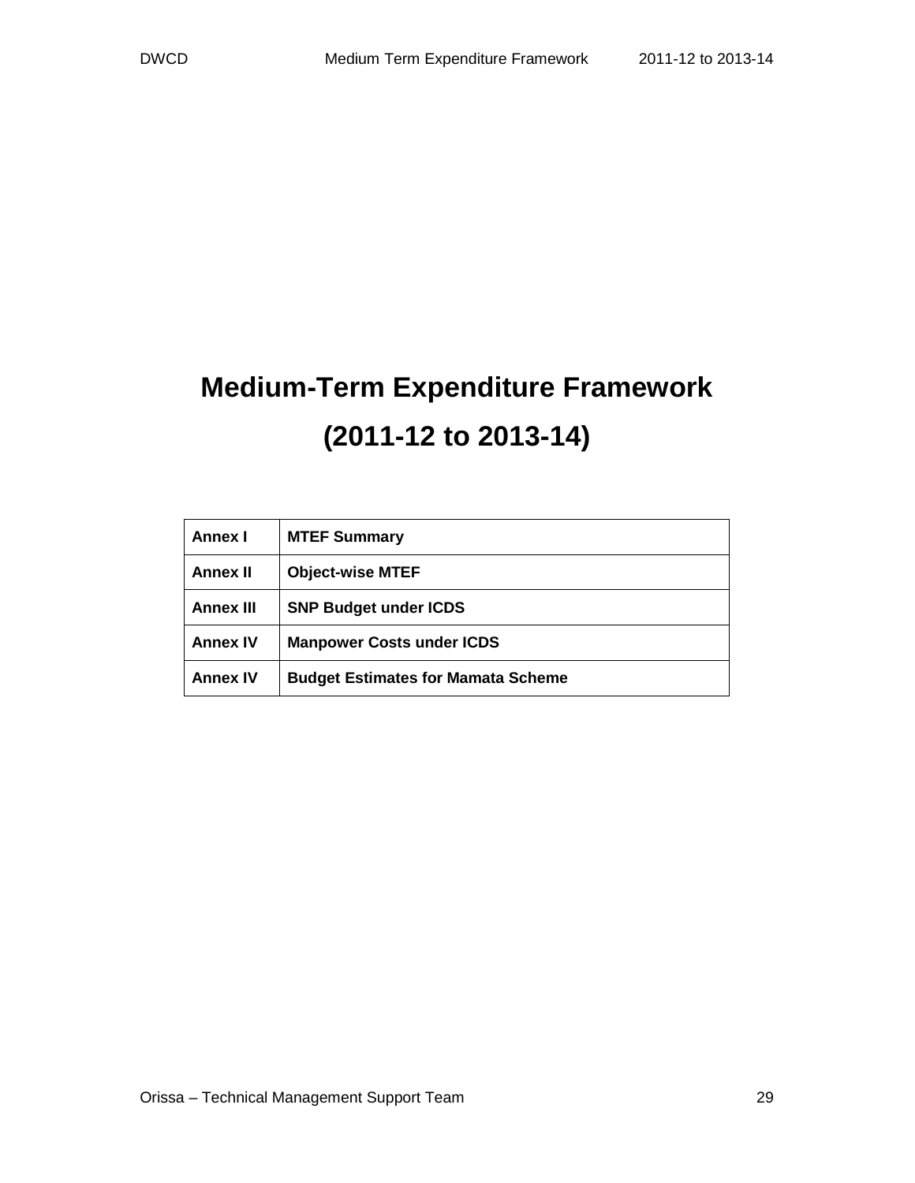# Medium-Term Expenditure Framework

# (2011-12 to 2013-14)

| Annex I | MTEF Summary |
|---|---|
| Annex II | Object-wise MTEF |
| Annex III | SNP Budget under ICDS |
| Annex IV | Manpower Costs under ICDS |
| Annex IV | Budget Estimates for Mamata Scheme |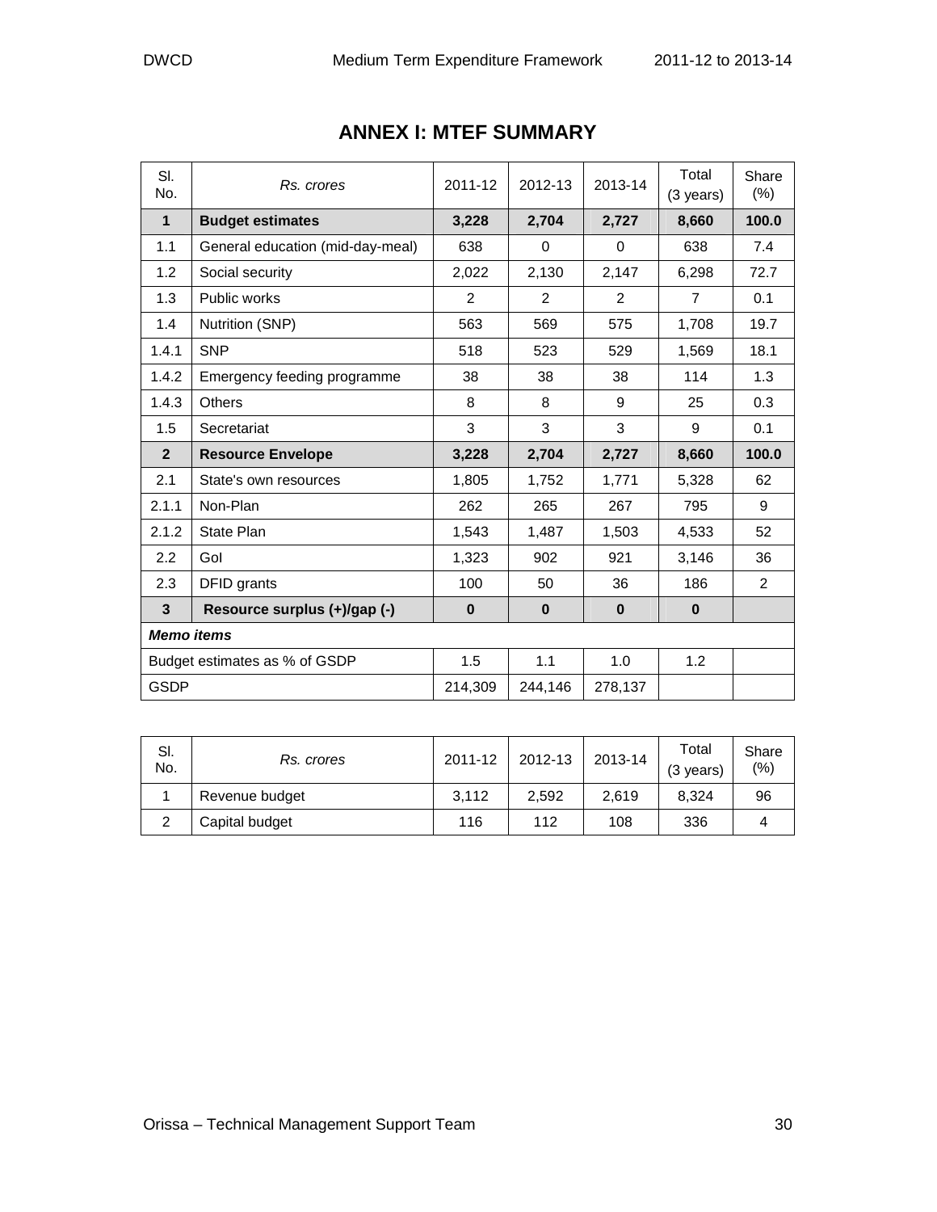# ANNEX I: MTEF SUMMARY

| Sl. No. | *Rs. crores* | 2011-12 | 2012-13 | 2013-14 | Total (3 years) | Share (%) |
|---|---|---|---|---|---|---|
| **1** | **Budget estimates** | **3,228** | **2,704** | **2,727** | **8,660** | **100.0** |
| 1.1 | General education (mid-day-meal) | 638 | 0 | 0 | 638 | 7.4 |
| 1.2 | Social security | 2,022 | 2,130 | 2,147 | 6,298 | 72.7 |
| 1.3 | Public works | 2 | 2 | 2 | 7 | 0.1 |
| 1.4 | Nutrition (SNP) | 563 | 569 | 575 | 1,708 | 19.7 |
| 1.4.1 | SNP | 518 | 523 | 529 | 1,569 | 18.1 |
| 1.4.2 | Emergency feeding programme | 38 | 38 | 38 | 114 | 1.3 |
| 1.4.3 | Others | 8 | 8 | 9 | 25 | 0.3 |
| 1.5 | Secretariat | 3 | 3 | 3 | 9 | 0.1 |
| **2** | **Resource Envelope** | **3,228** | **2,704** | **2,727** | **8,660** | **100.0** |
| 2.1 | State's own resources | 1,805 | 1,752 | 1,771 | 5,328 | 62 |
| 2.1.1 | Non-Plan | 262 | 265 | 267 | 795 | 9 |
| 2.1.2 | State Plan | 1,543 | 1,487 | 1,503 | 4,533 | 52 |
| 2.2 | GoI | 1,323 | 902 | 921 | 3,146 | 36 |
| 2.3 | DFID grants | 100 | 50 | 36 | 186 | 2 |
| **3** | **Resource surplus (+)/gap (-)** | **0** | **0** | **0** | **0** | |
| ***Memo items*** | | | | | | |
| Budget estimates as % of GSDP | | 1.5 | 1.1 | 1.0 | 1.2 | |
| GSDP | | 214,309 | 244,146 | 278,137 | | |

| Sl. No. | *Rs. crores* | 2011-12 | 2012-13 | 2013-14 | Total (3 years) | Share (%) |
|---|---|---|---|---|---|---|
| 1 | Revenue budget | 3,112 | 2,592 | 2,619 | 8,324 | 96 |
| 2 | Capital budget | 116 | 112 | 108 | 336 | 4 |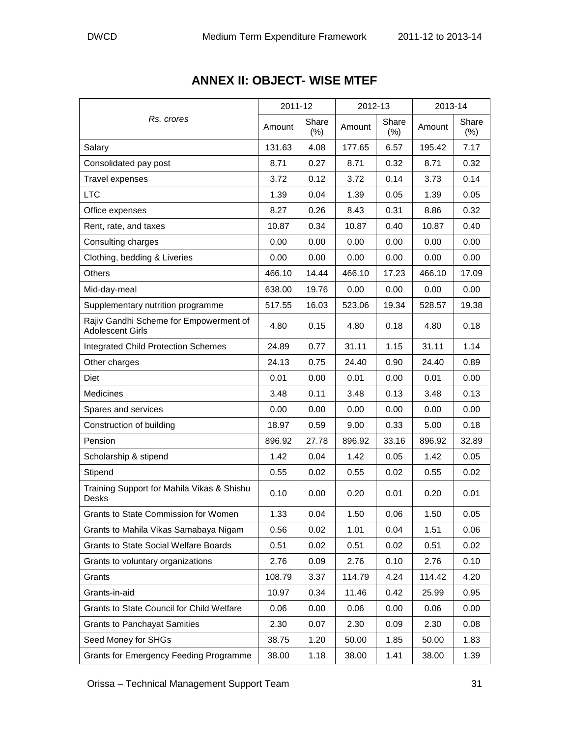# ANNEX II: OBJECT- WISE MTEF

| *Rs. crores* | 2011-12 | | 2012-13 | | 2013-14 | |
|---|---|---|---|---|---|---|
| | Amount | Share (%) | Amount | Share (%) | Amount | Share (%) |
| Salary | 131.63 | 4.08 | 177.65 | 6.57 | 195.42 | 7.17 |
| Consolidated pay post | 8.71 | 0.27 | 8.71 | 0.32 | 8.71 | 0.32 |
| Travel expenses | 3.72 | 0.12 | 3.72 | 0.14 | 3.73 | 0.14 |
| LTC | 1.39 | 0.04 | 1.39 | 0.05 | 1.39 | 0.05 |
| Office expenses | 8.27 | 0.26 | 8.43 | 0.31 | 8.86 | 0.32 |
| Rent, rate, and taxes | 10.87 | 0.34 | 10.87 | 0.40 | 10.87 | 0.40 |
| Consulting charges | 0.00 | 0.00 | 0.00 | 0.00 | 0.00 | 0.00 |
| Clothing, bedding & Liveries | 0.00 | 0.00 | 0.00 | 0.00 | 0.00 | 0.00 |
| Others | 466.10 | 14.44 | 466.10 | 17.23 | 466.10 | 17.09 |
| Mid-day-meal | 638.00 | 19.76 | 0.00 | 0.00 | 0.00 | 0.00 |
| Supplementary nutrition programme | 517.55 | 16.03 | 523.06 | 19.34 | 528.57 | 19.38 |
| Rajiv Gandhi Scheme for Empowerment of Adolescent Girls | 4.80 | 0.15 | 4.80 | 0.18 | 4.80 | 0.18 |
| Integrated Child Protection Schemes | 24.89 | 0.77 | 31.11 | 1.15 | 31.11 | 1.14 |
| Other charges | 24.13 | 0.75 | 24.40 | 0.90 | 24.40 | 0.89 |
| Diet | 0.01 | 0.00 | 0.01 | 0.00 | 0.01 | 0.00 |
| Medicines | 3.48 | 0.11 | 3.48 | 0.13 | 3.48 | 0.13 |
| Spares and services | 0.00 | 0.00 | 0.00 | 0.00 | 0.00 | 0.00 |
| Construction of building | 18.97 | 0.59 | 9.00 | 0.33 | 5.00 | 0.18 |
| Pension | 896.92 | 27.78 | 896.92 | 33.16 | 896.92 | 32.89 |
| Scholarship & stipend | 1.42 | 0.04 | 1.42 | 0.05 | 1.42 | 0.05 |
| Stipend | 0.55 | 0.02 | 0.55 | 0.02 | 0.55 | 0.02 |
| Training Support for Mahila Vikas & Shishu Desks | 0.10 | 0.00 | 0.20 | 0.01 | 0.20 | 0.01 |
| Grants to State Commission for Women | 1.33 | 0.04 | 1.50 | 0.06 | 1.50 | 0.05 |
| Grants to Mahila Vikas Samabaya Nigam | 0.56 | 0.02 | 1.01 | 0.04 | 1.51 | 0.06 |
| Grants to State Social Welfare Boards | 0.51 | 0.02 | 0.51 | 0.02 | 0.51 | 0.02 |
| Grants to voluntary organizations | 2.76 | 0.09 | 2.76 | 0.10 | 2.76 | 0.10 |
| Grants | 108.79 | 3.37 | 114.79 | 4.24 | 114.42 | 4.20 |
| Grants-in-aid | 10.97 | 0.34 | 11.46 | 0.42 | 25.99 | 0.95 |
| Grants to State Council for Child Welfare | 0.06 | 0.00 | 0.06 | 0.00 | 0.06 | 0.00 |
| Grants to Panchayat Samities | 2.30 | 0.07 | 2.30 | 0.09 | 2.30 | 0.08 |
| Seed Money for SHGs | 38.75 | 1.20 | 50.00 | 1.85 | 50.00 | 1.83 |
| Grants for Emergency Feeding Programme | 38.00 | 1.18 | 38.00 | 1.41 | 38.00 | 1.39 |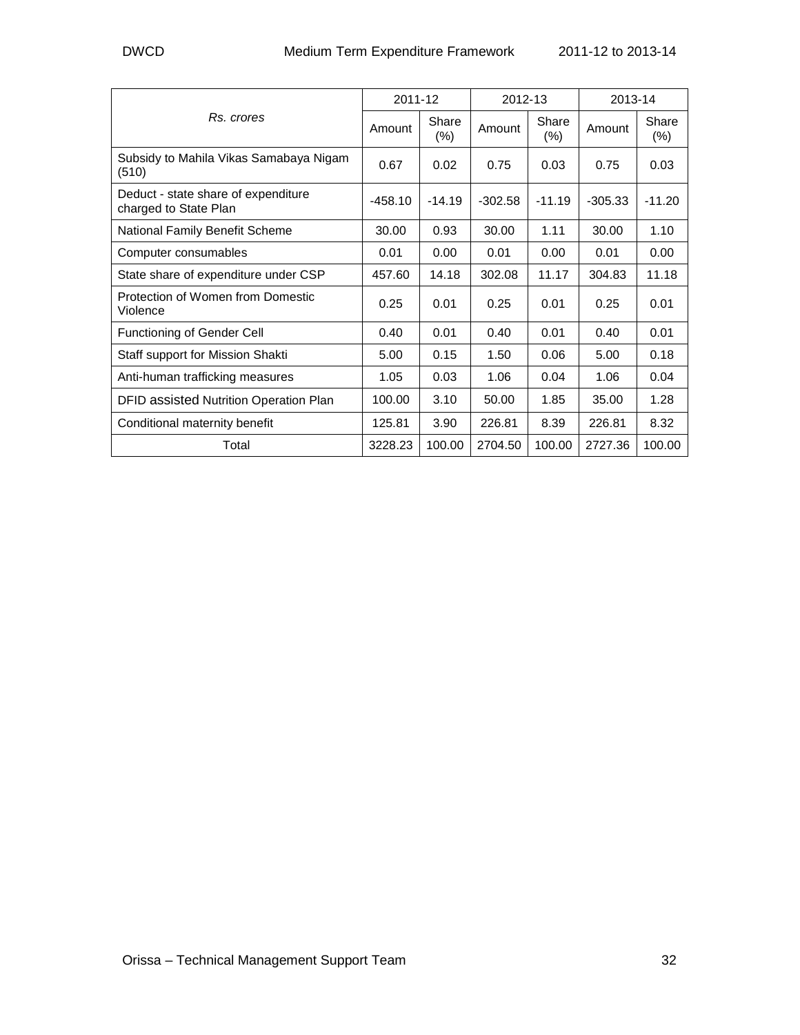| Rs. crores | 2011-12 | | 2012-13 | | 2013-14 | |
|---|---|---|---|---|---|---|
| | Amount | Share (%) | Amount | Share (%) | Amount | Share (%) |
| Subsidy to Mahila Vikas Samabaya Nigam (510) | 0.67 | 0.02 | 0.75 | 0.03 | 0.75 | 0.03 |
| Deduct - state share of expenditure charged to State Plan | -458.10 | -14.19 | -302.58 | -11.19 | -305.33 | -11.20 |
| National Family Benefit Scheme | 30.00 | 0.93 | 30.00 | 1.11 | 30.00 | 1.10 |
| Computer consumables | 0.01 | 0.00 | 0.01 | 0.00 | 0.01 | 0.00 |
| State share of expenditure under CSP | 457.60 | 14.18 | 302.08 | 11.17 | 304.83 | 11.18 |
| Protection of Women from Domestic Violence | 0.25 | 0.01 | 0.25 | 0.01 | 0.25 | 0.01 |
| Functioning of Gender Cell | 0.40 | 0.01 | 0.40 | 0.01 | 0.40 | 0.01 |
| Staff support for Mission Shakti | 5.00 | 0.15 | 1.50 | 0.06 | 5.00 | 0.18 |
| Anti-human trafficking measures | 1.05 | 0.03 | 1.06 | 0.04 | 1.06 | 0.04 |
| DFID assisted Nutrition Operation Plan | 100.00 | 3.10 | 50.00 | 1.85 | 35.00 | 1.28 |
| Conditional maternity benefit | 125.81 | 3.90 | 226.81 | 8.39 | 226.81 | 8.32 |
| Total | 3228.23 | 100.00 | 2704.50 | 100.00 | 2727.36 | 100.00 |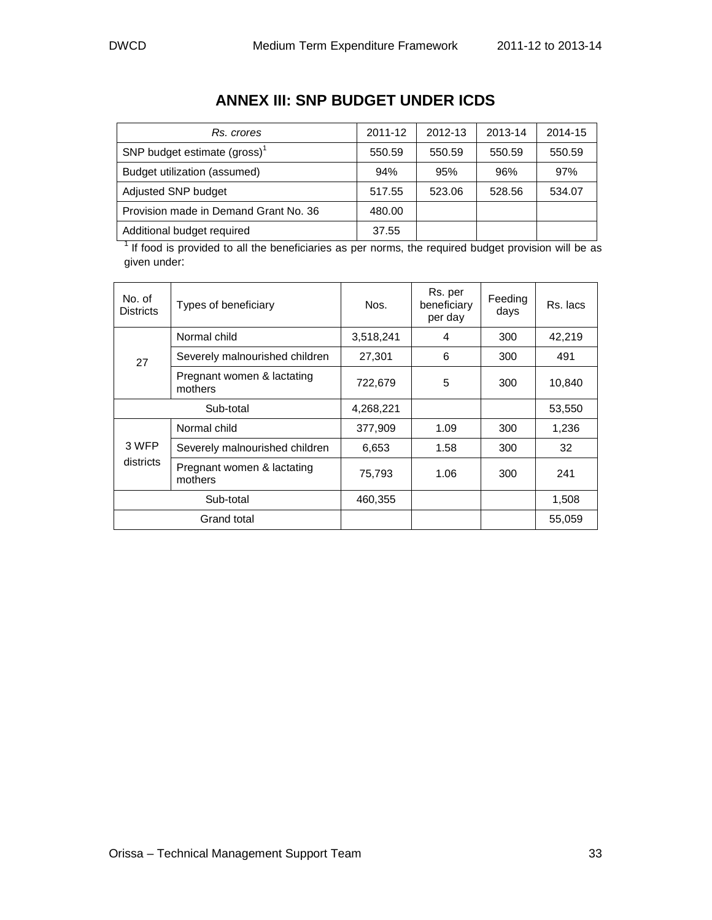## ANNEX III: SNP BUDGET UNDER ICDS

| *Rs. crores* | 2011-12 | 2012-13 | 2013-14 | 2014-15 |
|---|---|---|---|---|
| SNP budget estimate (gross)[1] | 550.59 | 550.59 | 550.59 | 550.59 |
| Budget utilization (assumed) | 94% | 95% | 96% | 97% |
| Adjusted SNP budget | 517.55 | 523.06 | 528.56 | 534.07 |
| Provision made in Demand Grant No. 36 | 480.00 | | | |
| Additional budget required | 37.55 | | | |

[1] If food is provided to all the beneficiaries as per norms, the required budget provision will be as given under:

| No. of Districts | Types of beneficiary | Nos. | Rs. per beneficiary per day | Feeding days | Rs. lacs |
|---|---|---|---|---|---|
| 27 | Normal child | 3,518,241 | 4 | 300 | 42,219 |
| | Severely malnourished children | 27,301 | 6 | 300 | 491 |
| | Pregnant women & lactating mothers | 722,679 | 5 | 300 | 10,840 |
| Sub-total | | 4,268,221 | | | 53,550 |
| 3 WFP districts | Normal child | 377,909 | 1.09 | 300 | 1,236 |
| | Severely malnourished children | 6,653 | 1.58 | 300 | 32 |
| | Pregnant women & lactating mothers | 75,793 | 1.06 | 300 | 241 |
| Sub-total | | 460,355 | | | 1,508 |
| Grand total | | | | | 55,059 |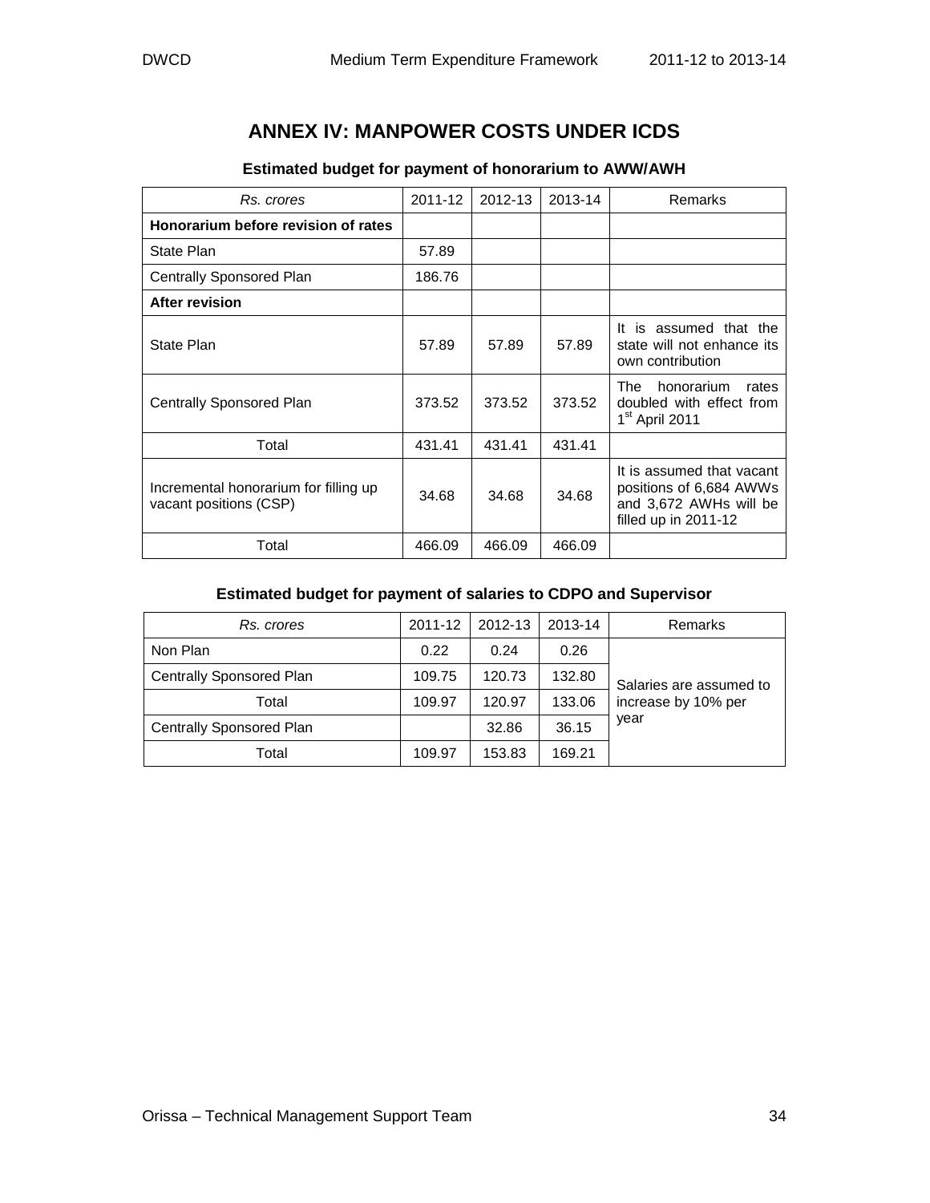# ANNEX IV: MANPOWER COSTS UNDER ICDS

### Estimated budget for payment of honorarium to AWW/AWH

| *Rs. crores* | 2011-12 | 2012-13 | 2013-14 | Remarks |
|---|---|---|---|---|
| **Honorarium before revision of rates** | | | | |
| State Plan | 57.89 | | | |
| Centrally Sponsored Plan | 186.76 | | | |
| **After revision** | | | | |
| State Plan | 57.89 | 57.89 | 57.89 | It is assumed that the state will not enhance its own contribution |
| Centrally Sponsored Plan | 373.52 | 373.52 | 373.52 | The honorarium rates doubled with effect from 1st April 2011 |
| Total | 431.41 | 431.41 | 431.41 | |
| Incremental honorarium for filling up vacant positions (CSP) | 34.68 | 34.68 | 34.68 | It is assumed that vacant positions of 6,684 AWWs and 3,672 AWHs will be filled up in 2011-12 |
| Total | 466.09 | 466.09 | 466.09 | |

### Estimated budget for payment of salaries to CDPO and Supervisor

| *Rs. crores* | 2011-12 | 2012-13 | 2013-14 | Remarks |
|---|---|---|---|---|
| Non Plan | 0.22 | 0.24 | 0.26 | Salaries are assumed to increase by 10% per year |
| Centrally Sponsored Plan | 109.75 | 120.73 | 132.80 | |
| Total | 109.97 | 120.97 | 133.06 | |
| Centrally Sponsored Plan | | 32.86 | 36.15 | |
| Total | 109.97 | 153.83 | 169.21 | |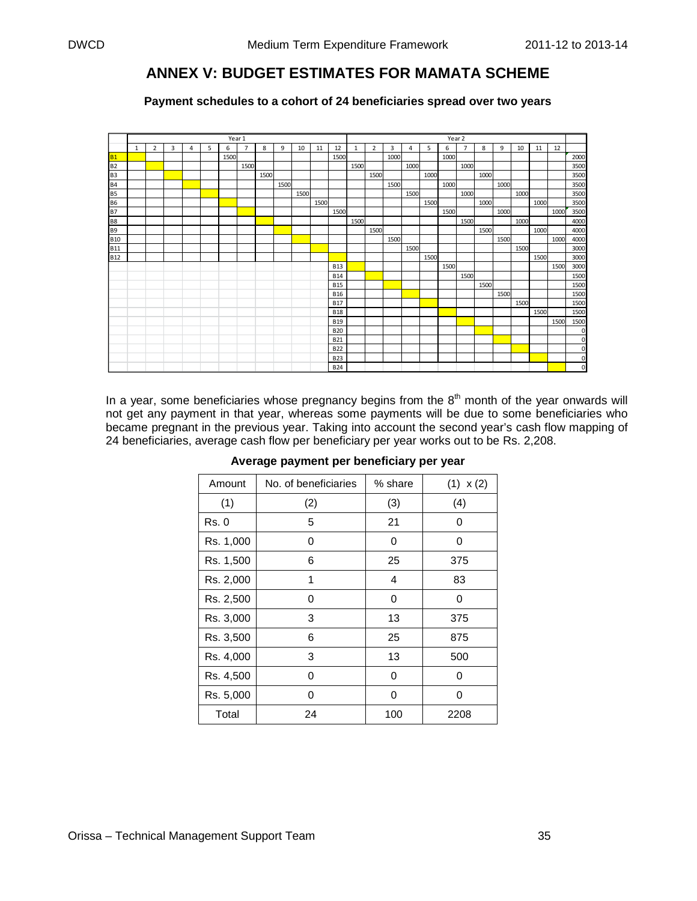# ANNEX V: BUDGET ESTIMATES FOR MAMATA SCHEME

**Payment schedules to a cohort of 24 beneficiaries spread over two years**

| | Year 1 | | | | | | | | | | | | Year 2 | | | | | | | | | | | | |
|---|---|---|---|---|---|---|---|---|---|---|---|---|---|---|---|---|---|---|---|---|---|---|---|---|---|
| | 1 | 2 | 3 | 4 | 5 | 6 | 7 | 8 | 9 | 10 | 11 | 12 | 1 | 2 | 3 | 4 | 5 | 6 | 7 | 8 | 9 | 10 | 11 | 12 | |
| B1 | | | | | | 1500 | | | | | | 1500 | | | 1000 | | | 1000 | | | | | | | 2000 |
| B2 | | | | | | | 1500 | | | | | | 1500 | | | 1000 | | | 1000 | | | | | | 3500 |
| B3 | | | | | | | | 1500 | | | | | | 1500 | | | 1000 | | | 1000 | | | | | 3500 |
| B4 | | | | | | | | | 1500 | | | | | | 1500 | | | 1000 | | | 1000 | | | | 3500 |
| B5 | | | | | | | | | | 1500 | | | | | | 1500 | | | 1000 | | | 1000 | | | 3500 |
| B6 | | | | | | | | | | | 1500 | | | | | | 1500 | | | 1000 | | | 1000 | | 3500 |
| B7 | | | | | | | | | | | | 1500 | | | | | | 1500 | | | 1000 | | | 1000 | 3500 |
| B8 | | | | | | | | | | | | | 1500 | | | | | | 1500 | | | 1000 | | | 4000 |
| B9 | | | | | | | | | | | | | | 1500 | | | | | | 1500 | | | 1000 | | 4000 |
| B10 | | | | | | | | | | | | | | | 1500 | | | | | | 1500 | | | 1000 | 4000 |
| B11 | | | | | | | | | | | | | | | | 1500 | | | | | | 1500 | | | 3000 |
| B12 | | | | | | | | | | | | | | | | | 1500 | | | | | | 1500 | | 3000 |
| B13 | | | | | | | | | | | | | | | | | | 1500 | | | | | | 1500 | 3000 |
| B14 | | | | | | | | | | | | | | | | | | | 1500 | | | | | | 1500 |
| B15 | | | | | | | | | | | | | | | | | | | | 1500 | | | | | 1500 |
| B16 | | | | | | | | | | | | | | | | | | | | | 1500 | | | | 1500 |
| B17 | | | | | | | | | | | | | | | | | | | | | | 1500 | | | 1500 |
| B18 | | | | | | | | | | | | | | | | | | | | | | | 1500 | | 1500 |
| B19 | | | | | | | | | | | | | | | | | | | | | | | | 1500 | 1500 |
| B20 | | | | | | | | | | | | | | | | | | | | | | | | | 0 |
| B21 | | | | | | | | | | | | | | | | | | | | | | | | | 0 |
| B22 | | | | | | | | | | | | | | | | | | | | | | | | | 0 |
| B23 | | | | | | | | | | | | | | | | | | | | | | | | | 0 |
| B24 | | | | | | | | | | | | | | | | | | | | | | | | | 0 |

In a year, some beneficiaries whose pregnancy begins from the 8th month of the year onwards will not get any payment in that year, whereas some payments will be due to some beneficiaries who became pregnant in the previous year. Taking into account the second year's cash flow mapping of 24 beneficiaries, average cash flow per beneficiary per year works out to be Rs. 2,208.

**Average payment per beneficiary per year**

| Amount | No. of beneficiaries | % share | (1) x (2) |
|---|---|---|---|
| (1) | (2) | (3) | (4) |
| Rs. 0 | 5 | 21 | 0 |
| Rs. 1,000 | 0 | 0 | 0 |
| Rs. 1,500 | 6 | 25 | 375 |
| Rs. 2,000 | 1 | 4 | 83 |
| Rs. 2,500 | 0 | 0 | 0 |
| Rs. 3,000 | 3 | 13 | 375 |
| Rs. 3,500 | 6 | 25 | 875 |
| Rs. 4,000 | 3 | 13 | 500 |
| Rs. 4,500 | 0 | 0 | 0 |
| Rs. 5,000 | 0 | 0 | 0 |
| Total | 24 | 100 | 2208 |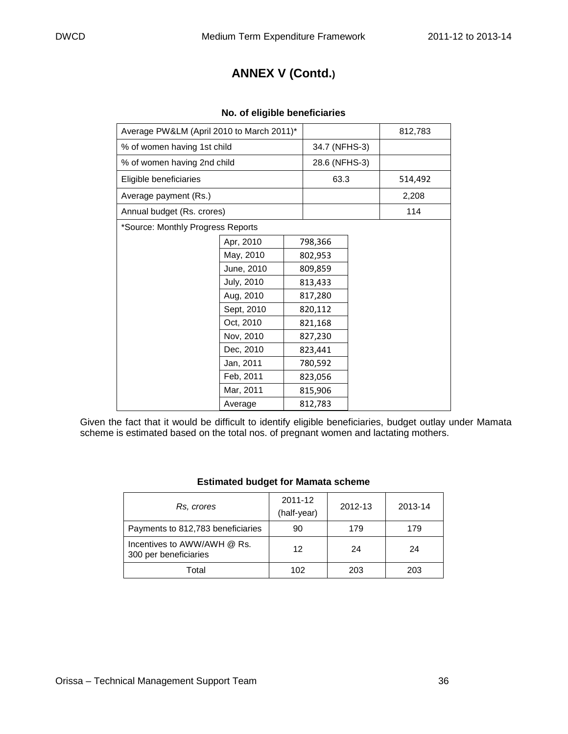# ANNEX V (Contd.)

**No. of eligible beneficiaries**

| | | |
|---|---|---|
| Average PW&LM (April 2010 to March 2011)* | | 812,783 |
| % of women having 1st child | 34.7 (NFHS-3) | |
| % of women having 2nd child | 28.6 (NFHS-3) | |
| Eligible beneficiaries | 63.3 | 514,492 |
| Average payment (Rs.) | | 2,208 |
| Annual budget (Rs. crores) | | 114 |

*Source: Monthly Progress Reports

| | |
|---|---|
| Apr, 2010 | 798,366 |
| May, 2010 | 802,953 |
| June, 2010 | 809,859 |
| July, 2010 | 813,433 |
| Aug, 2010 | 817,280 |
| Sept, 2010 | 820,112 |
| Oct, 2010 | 821,168 |
| Nov, 2010 | 827,230 |
| Dec, 2010 | 823,441 |
| Jan, 2011 | 780,592 |
| Feb, 2011 | 823,056 |
| Mar, 2011 | 815,906 |
| Average | 812,783 |

Given the fact that it would be difficult to identify eligible beneficiaries, budget outlay under Mamata scheme is estimated based on the total nos. of pregnant women and lactating mothers.

**Estimated budget for Mamata scheme**

| *Rs, crores* | 2011-12 (half-year) | 2012-13 | 2013-14 |
|---|---|---|---|
| Payments to 812,783 beneficiaries | 90 | 179 | 179 |
| Incentives to AWW/AWH @ Rs. 300 per beneficiaries | 12 | 24 | 24 |
| Total | 102 | 203 | 203 |